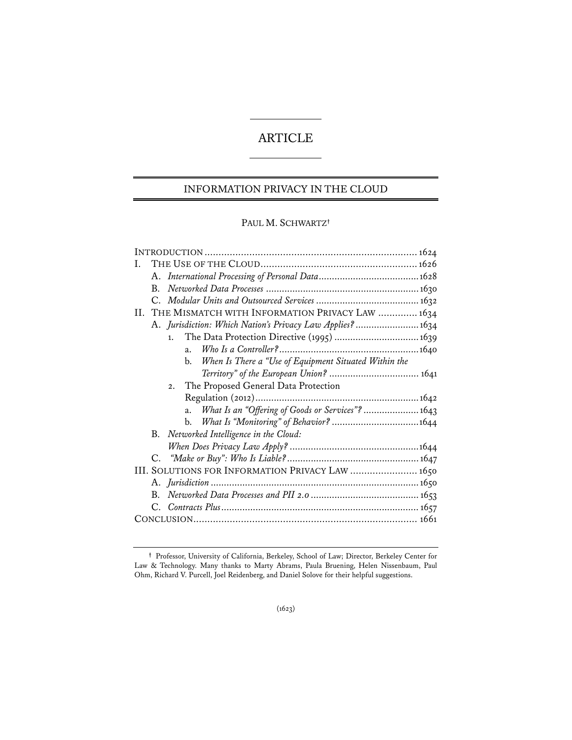# ARTICLE

## INFORMATION PRIVACY IN THE CLOUD

PAUL M. SCHWARTZ†

INTRODUCTION ............................................................................ 1624
I. THE USE OF THE CLOUD........................................................ 1626
  A. *International Processing of Personal Data*...................................... 1628
  B. *Networked Data Processes* ......................................................... 1630
  C. *Modular Units and Outsourced Services* ....................................... 1632
II. THE MISMATCH WITH INFORMATION PRIVACY LAW .............. 1634
  A. *Jurisdiction: Which Nation's Privacy Law Applies?* ........................ 1634
    1. The Data Protection Directive (1995) ................................ 1639
      a. *Who Is a Controller?*.................................................... 1640
      b. *When Is There a "Use of Equipment Situated Within the Territory" of the European Union?* .................................. 1641
    2. The Proposed General Data Protection Regulation (2012)............................................................ 1642
      a. *What Is an "Offering of Goods or Services"?* ..................... 1643
      b. *What Is "Monitoring" of Behavior?* ................................ 1644
  B. *Networked Intelligence in the Cloud: When Does Privacy Law Apply?* ................................................ 1644
  C. *"Make or Buy": Who Is Liable?*................................................. 1647
III. SOLUTIONS FOR INFORMATION PRIVACY LAW ........................ 1650
  A. *Jurisdiction* ............................................................................ 1650
  B. *Networked Data Processes and PII 2.0* ......................................... 1653
  C. *Contracts Plus*.......................................................................... 1657
CONCLUSION................................................................................ 1661

---

† Professor, University of California, Berkeley, School of Law; Director, Berkeley Center for Law & Technology. Many thanks to Marty Abrams, Paula Bruening, Helen Nissenbaum, Paul Ohm, Richard V. Purcell, Joel Reidenberg, and Daniel Solove for their helpful suggestions.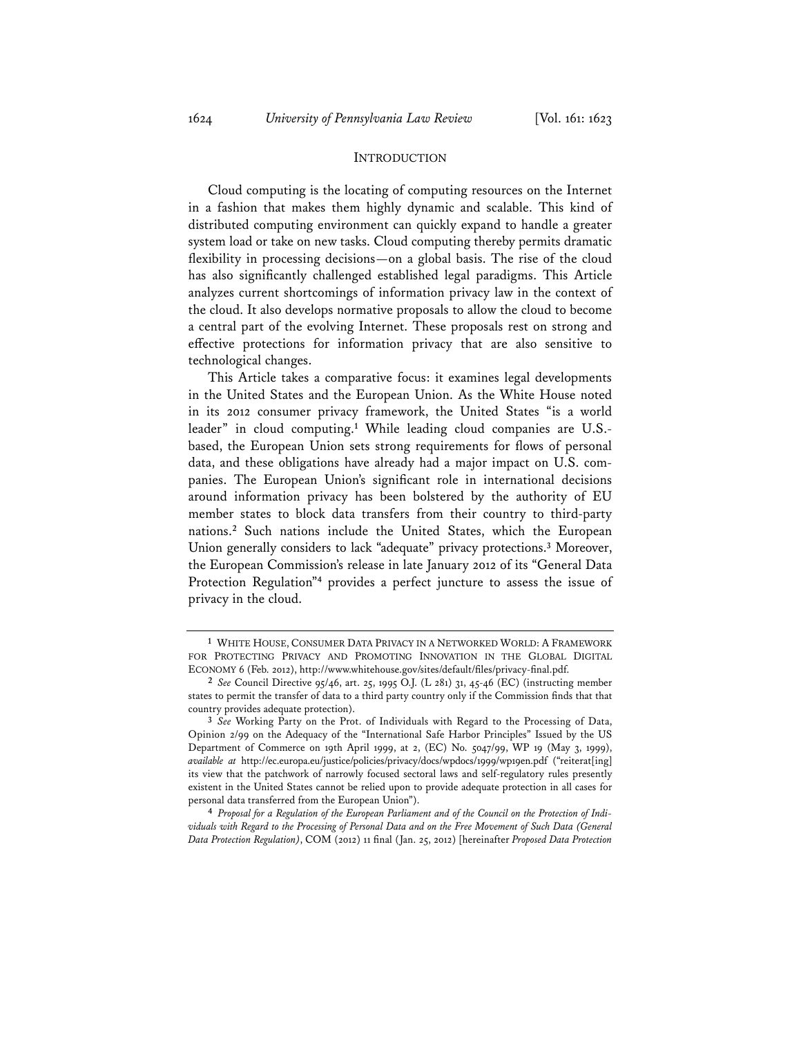## INTRODUCTION

Cloud computing is the locating of computing resources on the Internet in a fashion that makes them highly dynamic and scalable. This kind of distributed computing environment can quickly expand to handle a greater system load or take on new tasks. Cloud computing thereby permits dramatic flexibility in processing decisions—on a global basis. The rise of the cloud has also significantly challenged established legal paradigms. This Article analyzes current shortcomings of information privacy law in the context of the cloud. It also develops normative proposals to allow the cloud to become a central part of the evolving Internet. These proposals rest on strong and effective protections for information privacy that are also sensitive to technological changes.

This Article takes a comparative focus: it examines legal developments in the United States and the European Union. As the White House noted in its 2012 consumer privacy framework, the United States "is a world leader" in cloud computing.[1] While leading cloud companies are U.S.-based, the European Union sets strong requirements for flows of personal data, and these obligations have already had a major impact on U.S. companies. The European Union's significant role in international decisions around information privacy has been bolstered by the authority of EU member states to block data transfers from their country to third-party nations.[2] Such nations include the United States, which the European Union generally considers to lack "adequate" privacy protections.[3] Moreover, the European Commission's release in late January 2012 of its "General Data Protection Regulation"[4] provides a perfect juncture to assess the issue of privacy in the cloud.

---

[1] WHITE HOUSE, CONSUMER DATA PRIVACY IN A NETWORKED WORLD: A FRAMEWORK FOR PROTECTING PRIVACY AND PROMOTING INNOVATION IN THE GLOBAL DIGITAL ECONOMY 6 (Feb. 2012), http://www.whitehouse.gov/sites/default/files/privacy-final.pdf.

[2] *See* Council Directive 95/46, art. 25, 1995 O.J. (L 281) 31, 45-46 (EC) (instructing member states to permit the transfer of data to a third party country only if the Commission finds that that country provides adequate protection).

[3] *See* Working Party on the Prot. of Individuals with Regard to the Processing of Data, Opinion 2/99 on the Adequacy of the "International Safe Harbor Principles" Issued by the US Department of Commerce on 19th April 1999, at 2, (EC) No. 5047/99, WP 19 (May 3, 1999), *available at* http://ec.europa.eu/justice/policies/privacy/docs/wpdocs/1999/wp19en.pdf ("reiterat[ing] its view that the patchwork of narrowly focused sectoral laws and self-regulatory rules presently existent in the United States cannot be relied upon to provide adequate protection in all cases for personal data transferred from the European Union").

[4] *Proposal for a Regulation of the European Parliament and of the Council on the Protection of Individuals with Regard to the Processing of Personal Data and on the Free Movement of Such Data (General Data Protection Regulation)*, COM (2012) 11 final (Jan. 25, 2012) [hereinafter *Proposed Data Protection*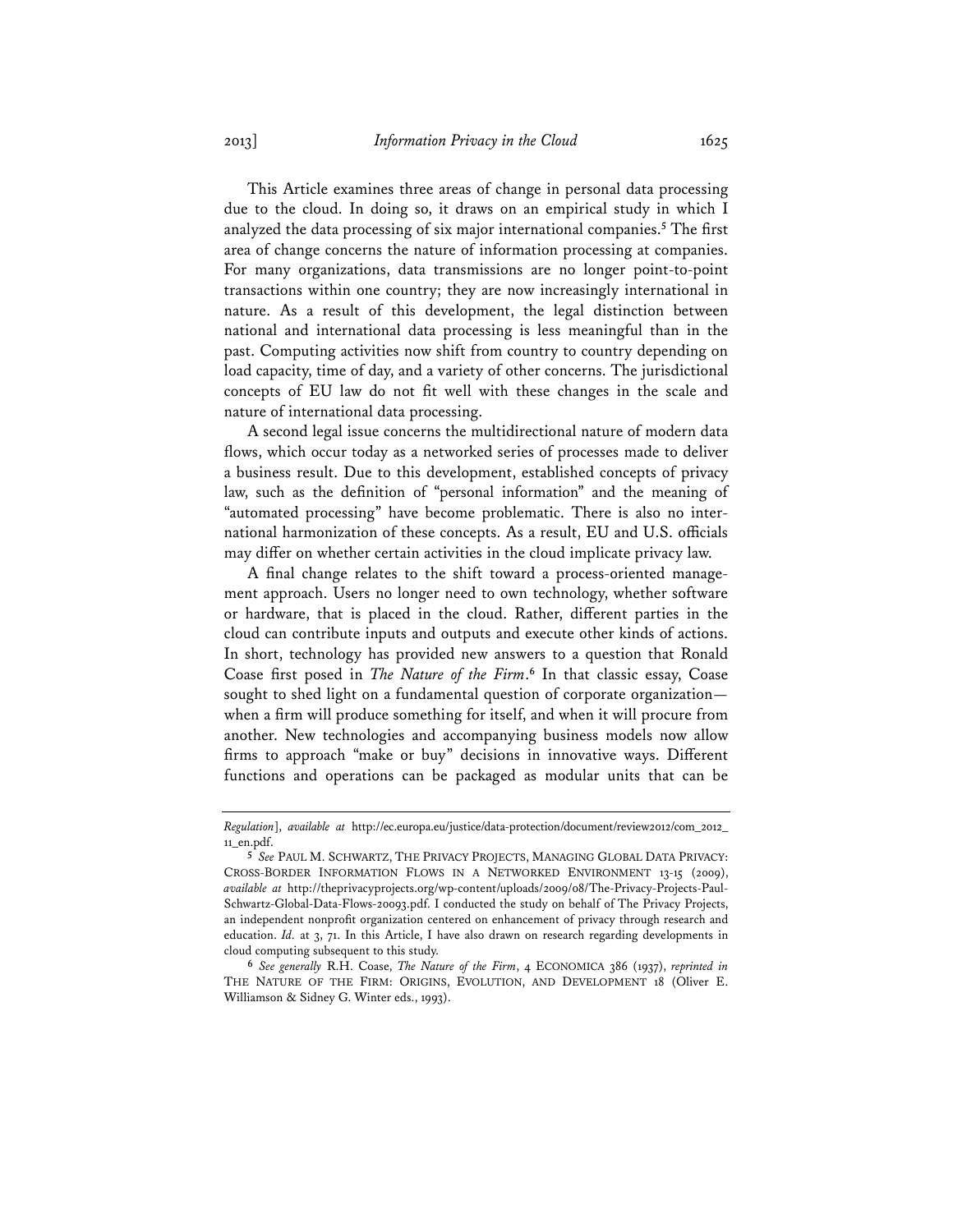This Article examines three areas of change in personal data processing due to the cloud. In doing so, it draws on an empirical study in which I analyzed the data processing of six major international companies.[5] The first area of change concerns the nature of information processing at companies. For many organizations, data transmissions are no longer point-to-point transactions within one country; they are now increasingly international in nature. As a result of this development, the legal distinction between national and international data processing is less meaningful than in the past. Computing activities now shift from country to country depending on load capacity, time of day, and a variety of other concerns. The jurisdictional concepts of EU law do not fit well with these changes in the scale and nature of international data processing.

A second legal issue concerns the multidirectional nature of modern data flows, which occur today as a networked series of processes made to deliver a business result. Due to this development, established concepts of privacy law, such as the definition of "personal information" and the meaning of "automated processing" have become problematic. There is also no international harmonization of these concepts. As a result, EU and U.S. officials may differ on whether certain activities in the cloud implicate privacy law.

A final change relates to the shift toward a process-oriented management approach. Users no longer need to own technology, whether software or hardware, that is placed in the cloud. Rather, different parties in the cloud can contribute inputs and outputs and execute other kinds of actions. In short, technology has provided new answers to a question that Ronald Coase first posed in *The Nature of the Firm*.[6] In that classic essay, Coase sought to shed light on a fundamental question of corporate organization—when a firm will produce something for itself, and when it will procure from another. New technologies and accompanying business models now allow firms to approach "make or buy" decisions in innovative ways. Different functions and operations can be packaged as modular units that can be

---

*Regulation*], *available at* http://ec.europa.eu/justice/data-protection/document/review2012/com_2012_11_en.pdf.

[5] *See* PAUL M. SCHWARTZ, THE PRIVACY PROJECTS, MANAGING GLOBAL DATA PRIVACY: CROSS-BORDER INFORMATION FLOWS IN A NETWORKED ENVIRONMENT 13-15 (2009), *available at* http://theprivacyprojects.org/wp-content/uploads/2009/08/The-Privacy-Projects-Paul-Schwartz-Global-Data-Flows-20093.pdf. I conducted the study on behalf of The Privacy Projects, an independent nonprofit organization centered on enhancement of privacy through research and education. *Id.* at 3, 71. In this Article, I have also drawn on research regarding developments in cloud computing subsequent to this study.

[6] *See generally* R.H. Coase, *The Nature of the Firm*, 4 ECONOMICA 386 (1937), *reprinted in* THE NATURE OF THE FIRM: ORIGINS, EVOLUTION, AND DEVELOPMENT 18 (Oliver E. Williamson & Sidney G. Winter eds., 1993).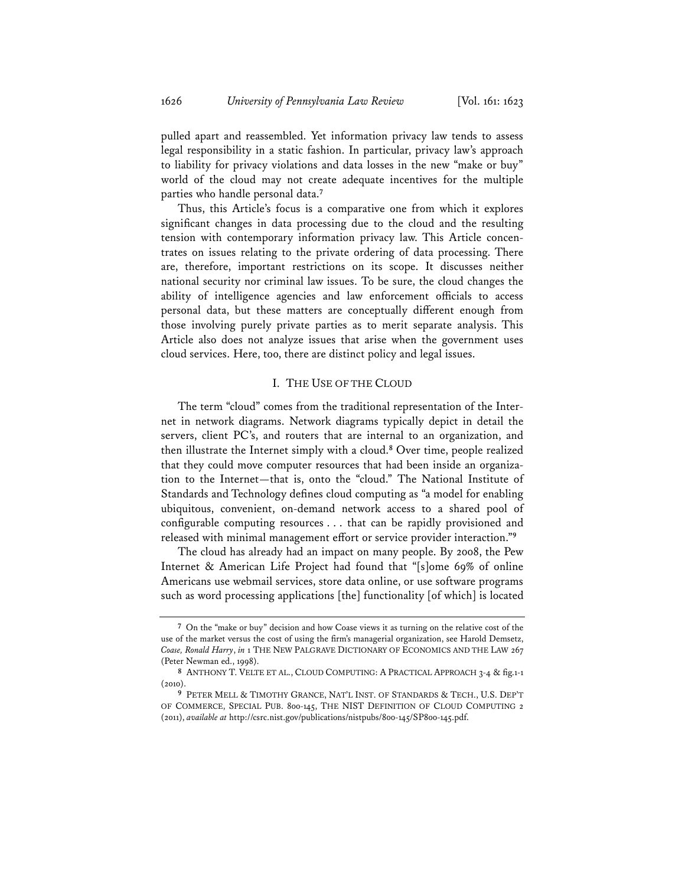pulled apart and reassembled. Yet information privacy law tends to assess legal responsibility in a static fashion. In particular, privacy law's approach to liability for privacy violations and data losses in the new "make or buy" world of the cloud may not create adequate incentives for the multiple parties who handle personal data.[7]

Thus, this Article's focus is a comparative one from which it explores significant changes in data processing due to the cloud and the resulting tension with contemporary information privacy law. This Article concentrates on issues relating to the private ordering of data processing. There are, therefore, important restrictions on its scope. It discusses neither national security nor criminal law issues. To be sure, the cloud changes the ability of intelligence agencies and law enforcement officials to access personal data, but these matters are conceptually different enough from those involving purely private parties as to merit separate analysis. This Article also does not analyze issues that arise when the government uses cloud services. Here, too, there are distinct policy and legal issues.

## I. The Use of the Cloud

The term "cloud" comes from the traditional representation of the Internet in network diagrams. Network diagrams typically depict in detail the servers, client PC's, and routers that are internal to an organization, and then illustrate the Internet simply with a cloud.[8] Over time, people realized that they could move computer resources that had been inside an organization to the Internet—that is, onto the "cloud." The National Institute of Standards and Technology defines cloud computing as "a model for enabling ubiquitous, convenient, on-demand network access to a shared pool of configurable computing resources . . . that can be rapidly provisioned and released with minimal management effort or service provider interaction."[9]

The cloud has already had an impact on many people. By 2008, the Pew Internet & American Life Project had found that "[s]ome 69% of online Americans use webmail services, store data online, or use software programs such as word processing applications [the] functionality [of which] is located

---

[7] On the "make or buy" decision and how Coase views it as turning on the relative cost of the use of the market versus the cost of using the firm's managerial organization, see Harold Demsetz, *Coase, Ronald Harry*, *in* 1 The New Palgrave Dictionary of Economics and the Law 267 (Peter Newman ed., 1998).

[8] Anthony T. Velte et al., Cloud Computing: A Practical Approach 3-4 & fig.1-1 (2010).

[9] Peter Mell & Timothy Grance, Nat'l Inst. of Standards & Tech., U.S. Dep't of Commerce, Special Pub. 800-145, The NIST Definition of Cloud Computing 2 (2011), *available at* http://csrc.nist.gov/publications/nistpubs/800-145/SP800-145.pdf.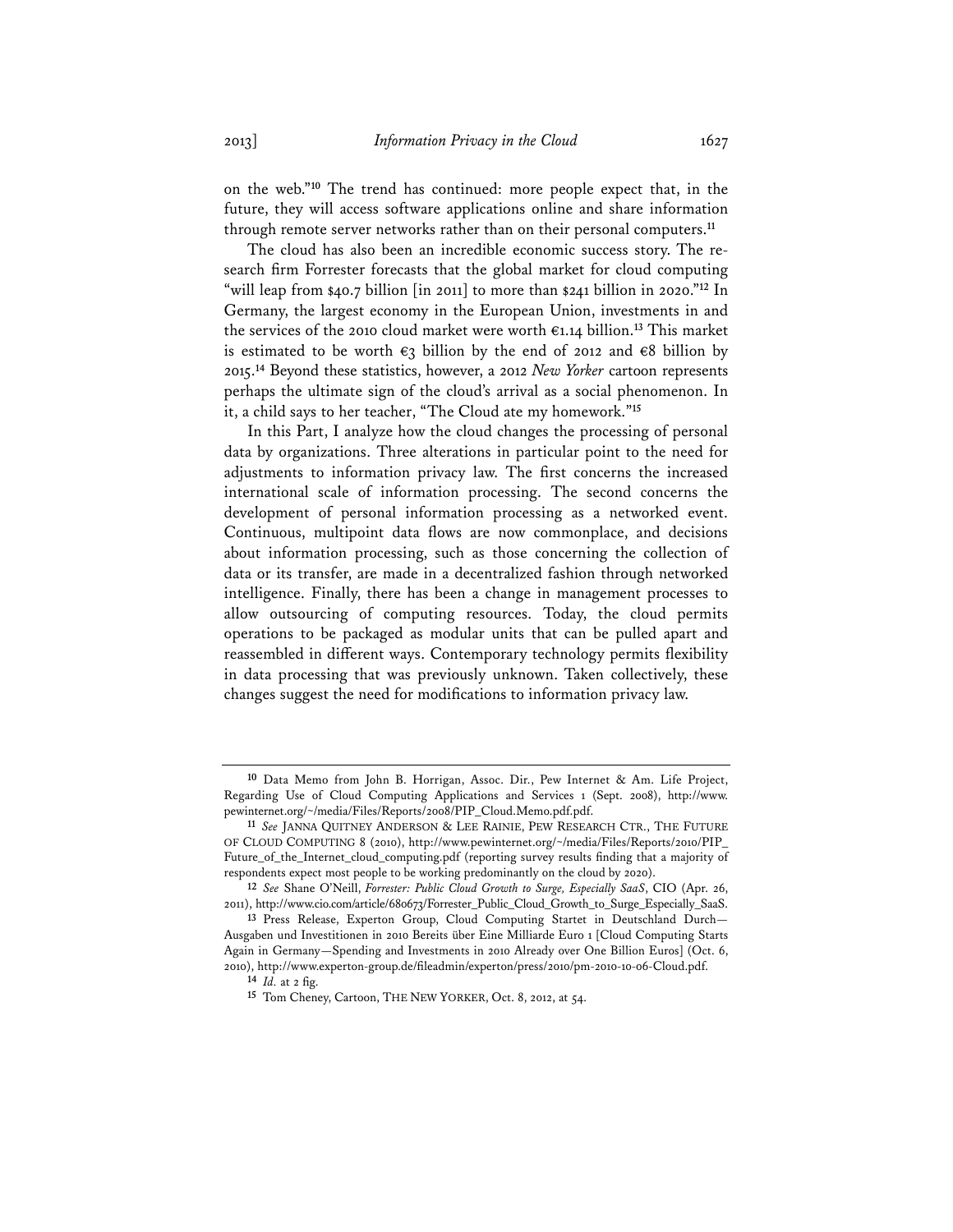on the web."[10] The trend has continued: more people expect that, in the future, they will access software applications online and share information through remote server networks rather than on their personal computers.[11]

The cloud has also been an incredible economic success story. The research firm Forrester forecasts that the global market for cloud computing "will leap from $40.7 billion [in 2011] to more than $241 billion in 2020."[12] In Germany, the largest economy in the European Union, investments in and the services of the 2010 cloud market were worth €1.14 billion.[13] This market is estimated to be worth €3 billion by the end of 2012 and €8 billion by 2015.[14] Beyond these statistics, however, a 2012 *New Yorker* cartoon represents perhaps the ultimate sign of the cloud's arrival as a social phenomenon. In it, a child says to her teacher, "The Cloud ate my homework."[15]

In this Part, I analyze how the cloud changes the processing of personal data by organizations. Three alterations in particular point to the need for adjustments to information privacy law. The first concerns the increased international scale of information processing. The second concerns the development of personal information processing as a networked event. Continuous, multipoint data flows are now commonplace, and decisions about information processing, such as those concerning the collection of data or its transfer, are made in a decentralized fashion through networked intelligence. Finally, there has been a change in management processes to allow outsourcing of computing resources. Today, the cloud permits operations to be packaged as modular units that can be pulled apart and reassembled in different ways. Contemporary technology permits flexibility in data processing that was previously unknown. Taken collectively, these changes suggest the need for modifications to information privacy law.

---

[10] Data Memo from John B. Horrigan, Assoc. Dir., Pew Internet & Am. Life Project, Regarding Use of Cloud Computing Applications and Services 1 (Sept. 2008), http://www.pewinternet.org/~/media/Files/Reports/2008/PIP_Cloud.Memo.pdf.pdf.

[11] *See* JANNA QUITNEY ANDERSON & LEE RAINIE, PEW RESEARCH CTR., THE FUTURE OF CLOUD COMPUTING 8 (2010), http://www.pewinternet.org/~/media/Files/Reports/2010/PIP_Future_of_the_Internet_cloud_computing.pdf (reporting survey results finding that a majority of respondents expect most people to be working predominantly on the cloud by 2020).

[12] *See* Shane O'Neill, *Forrester: Public Cloud Growth to Surge, Especially SaaS*, CIO (Apr. 26, 2011), http://www.cio.com/article/680673/Forrester_Public_Cloud_Growth_to_Surge_Especially_SaaS.

[13] Press Release, Experton Group, Cloud Computing Startet in Deutschland Durch—Ausgaben und Investitionen in 2010 Bereits über Eine Milliarde Euro 1 [Cloud Computing Starts Again in Germany—Spending and Investments in 2010 Already over One Billion Euros] (Oct. 6, 2010), http://www.experton-group.de/fileadmin/experton/press/2010/pm-2010-10-06-Cloud.pdf.

[14] *Id.* at 2 fig.

[15] Tom Cheney, Cartoon, THE NEW YORKER, Oct. 8, 2012, at 54.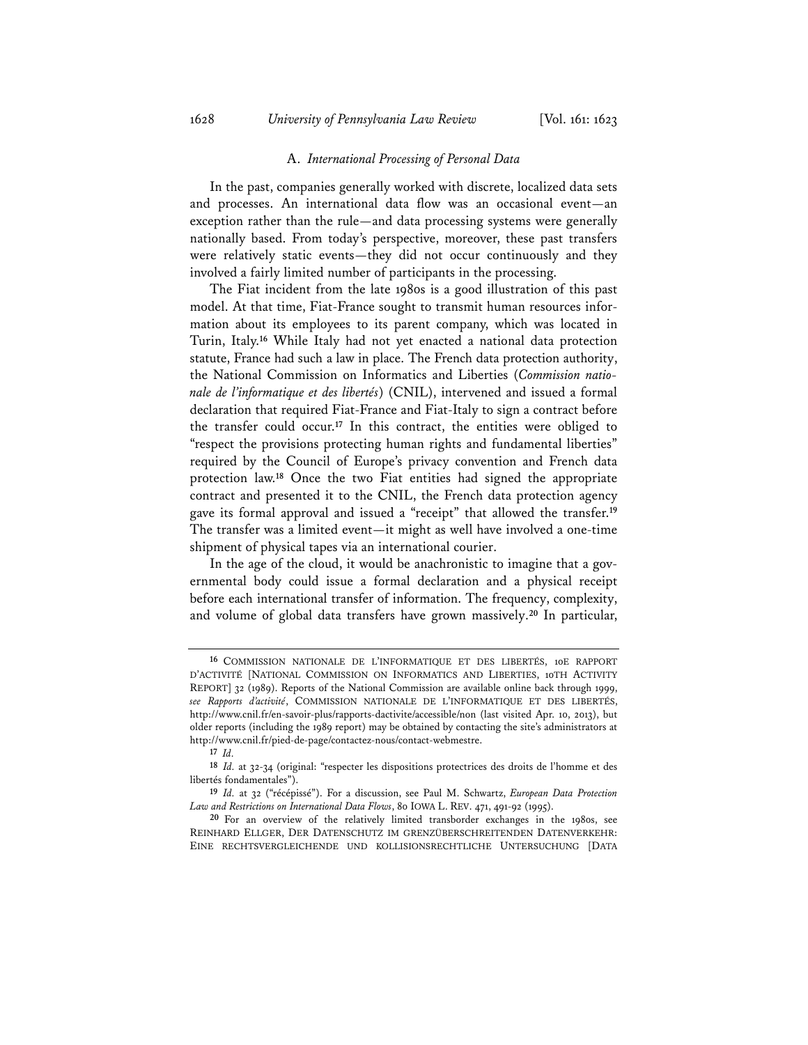### A. *International Processing of Personal Data*

In the past, companies generally worked with discrete, localized data sets and processes. An international data flow was an occasional event—an exception rather than the rule—and data processing systems were generally nationally based. From today's perspective, moreover, these past transfers were relatively static events—they did not occur continuously and they involved a fairly limited number of participants in the processing.

The Fiat incident from the late 1980s is a good illustration of this past model. At that time, Fiat-France sought to transmit human resources information about its employees to its parent company, which was located in Turin, Italy.[16] While Italy had not yet enacted a national data protection statute, France had such a law in place. The French data protection authority, the National Commission on Informatics and Liberties (*Commission nationale de l'informatique et des libertés*) (CNIL), intervened and issued a formal declaration that required Fiat-France and Fiat-Italy to sign a contract before the transfer could occur.[17] In this contract, the entities were obliged to "respect the provisions protecting human rights and fundamental liberties" required by the Council of Europe's privacy convention and French data protection law.[18] Once the two Fiat entities had signed the appropriate contract and presented it to the CNIL, the French data protection agency gave its formal approval and issued a "receipt" that allowed the transfer.[19] The transfer was a limited event—it might as well have involved a one-time shipment of physical tapes via an international courier.

In the age of the cloud, it would be anachronistic to imagine that a governmental body could issue a formal declaration and a physical receipt before each international transfer of information. The frequency, complexity, and volume of global data transfers have grown massively.[20] In particular,

---

[16] COMMISSION NATIONALE DE L'INFORMATIQUE ET DES LIBERTÉS, 10E RAPPORT D'ACTIVITÉ [NATIONAL COMMISSION ON INFORMATICS AND LIBERTIES, 10TH ACTIVITY REPORT] 32 (1989). Reports of the National Commission are available online back through 1999, *see Rapports d'activité*, COMMISSION NATIONALE DE L'INFORMATIQUE ET DES LIBERTÉS, http://www.cnil.fr/en-savoir-plus/rapports-dactivite/accessible/non (last visited Apr. 10, 2013), but older reports (including the 1989 report) may be obtained by contacting the site's administrators at http://www.cnil.fr/pied-de-page/contactez-nous/contact-webmestre.

[17] *Id.*

[18] *Id.* at 32-34 (original: "respecter les dispositions protectrices des droits de l'homme et des libertés fondamentales").

[19] *Id.* at 32 ("récépissé"). For a discussion, see Paul M. Schwartz, *European Data Protection Law and Restrictions on International Data Flows*, 80 IOWA L. REV. 471, 491-92 (1995).

[20] For an overview of the relatively limited transborder exchanges in the 1980s, see REINHARD ELLGER, DER DATENSCHUTZ IM GRENZÜBERSCHREITENDEN DATENVERKEHR: EINE RECHTSVERGLEICHENDE UND KOLLISIONSRECHTLICHE UNTERSUCHUNG [DATA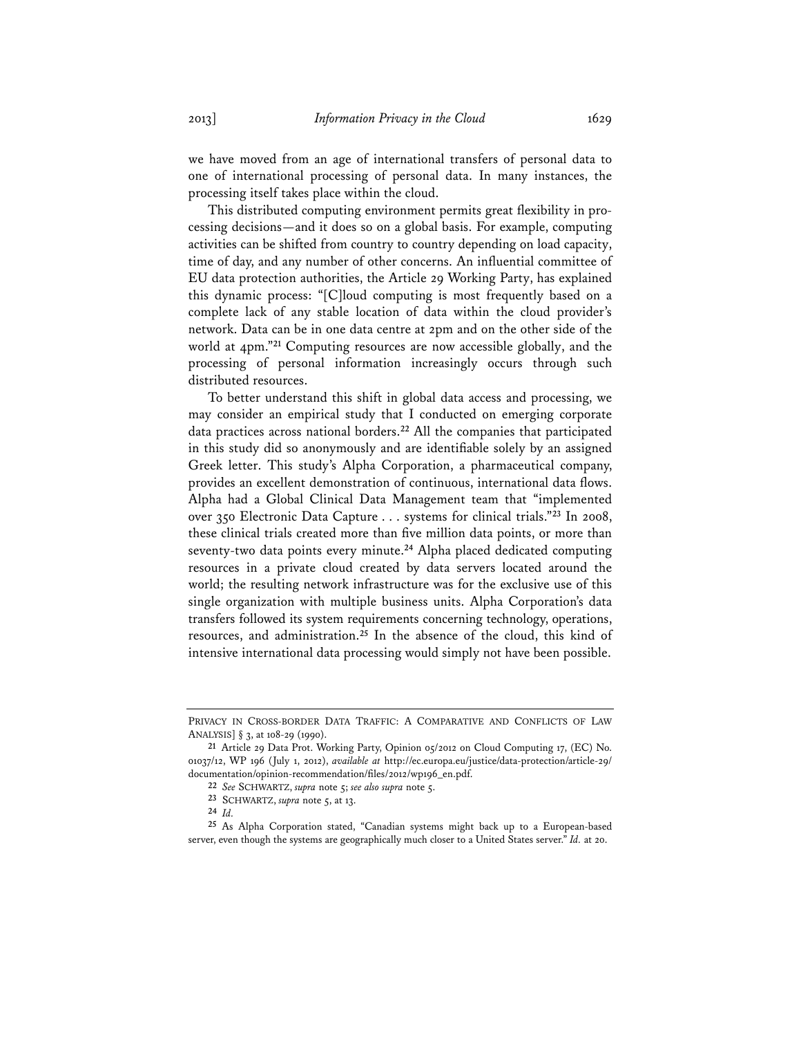we have moved from an age of international transfers of personal data to one of international processing of personal data. In many instances, the processing itself takes place within the cloud.

This distributed computing environment permits great flexibility in processing decisions—and it does so on a global basis. For example, computing activities can be shifted from country to country depending on load capacity, time of day, and any number of other concerns. An influential committee of EU data protection authorities, the Article 29 Working Party, has explained this dynamic process: "[C]loud computing is most frequently based on a complete lack of any stable location of data within the cloud provider's network. Data can be in one data centre at 2pm and on the other side of the world at 4pm."[21] Computing resources are now accessible globally, and the processing of personal information increasingly occurs through such distributed resources.

To better understand this shift in global data access and processing, we may consider an empirical study that I conducted on emerging corporate data practices across national borders.[22] All the companies that participated in this study did so anonymously and are identifiable solely by an assigned Greek letter. This study's Alpha Corporation, a pharmaceutical company, provides an excellent demonstration of continuous, international data flows. Alpha had a Global Clinical Data Management team that "implemented over 350 Electronic Data Capture . . . systems for clinical trials."[23] In 2008, these clinical trials created more than five million data points, or more than seventy-two data points every minute.[24] Alpha placed dedicated computing resources in a private cloud created by data servers located around the world; the resulting network infrastructure was for the exclusive use of this single organization with multiple business units. Alpha Corporation's data transfers followed its system requirements concerning technology, operations, resources, and administration.[25] In the absence of the cloud, this kind of intensive international data processing would simply not have been possible.

---

PRIVACY IN CROSS-BORDER DATA TRAFFIC: A COMPARATIVE AND CONFLICTS OF LAW ANALYSIS] § 3, at 108-29 (1990).

[21] Article 29 Data Prot. Working Party, Opinion 05/2012 on Cloud Computing 17, (EC) No. 01037/12, WP 196 (July 1, 2012), *available at* http://ec.europa.eu/justice/data-protection/article-29/documentation/opinion-recommendation/files/2012/wp196_en.pdf.

[22] *See* SCHWARTZ, *supra* note 5; *see also supra* note 5.

[23] SCHWARTZ, *supra* note 5, at 13.

[24] *Id.*

[25] As Alpha Corporation stated, "Canadian systems might back up to a European-based server, even though the systems are geographically much closer to a United States server." *Id.* at 20.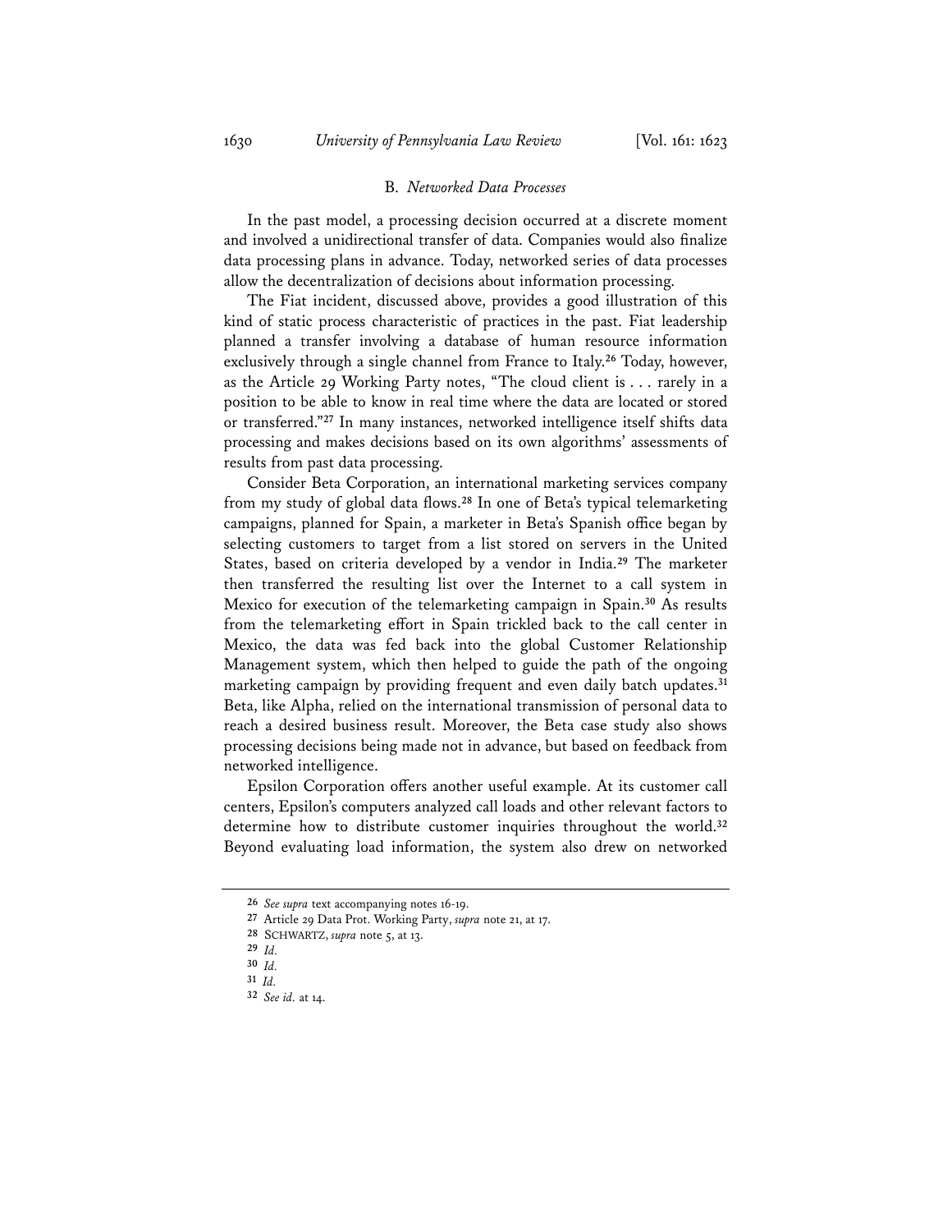### B. *Networked Data Processes*

In the past model, a processing decision occurred at a discrete moment and involved a unidirectional transfer of data. Companies would also finalize data processing plans in advance. Today, networked series of data processes allow the decentralization of decisions about information processing.

The Fiat incident, discussed above, provides a good illustration of this kind of static process characteristic of practices in the past. Fiat leadership planned a transfer involving a database of human resource information exclusively through a single channel from France to Italy.[26] Today, however, as the Article 29 Working Party notes, "The cloud client is . . . rarely in a position to be able to know in real time where the data are located or stored or transferred."[27] In many instances, networked intelligence itself shifts data processing and makes decisions based on its own algorithms' assessments of results from past data processing.

Consider Beta Corporation, an international marketing services company from my study of global data flows.[28] In one of Beta's typical telemarketing campaigns, planned for Spain, a marketer in Beta's Spanish office began by selecting customers to target from a list stored on servers in the United States, based on criteria developed by a vendor in India.[29] The marketer then transferred the resulting list over the Internet to a call system in Mexico for execution of the telemarketing campaign in Spain.[30] As results from the telemarketing effort in Spain trickled back to the call center in Mexico, the data was fed back into the global Customer Relationship Management system, which then helped to guide the path of the ongoing marketing campaign by providing frequent and even daily batch updates.[31] Beta, like Alpha, relied on the international transmission of personal data to reach a desired business result. Moreover, the Beta case study also shows processing decisions being made not in advance, but based on feedback from networked intelligence.

Epsilon Corporation offers another useful example. At its customer call centers, Epsilon's computers analyzed call loads and other relevant factors to determine how to distribute customer inquiries throughout the world.[32] Beyond evaluating load information, the system also drew on networked

---

26 *See supra* text accompanying notes 16-19.

27 Article 29 Data Prot. Working Party, *supra* note 21, at 17.

28 SCHWARTZ, *supra* note 5, at 13.

29 *Id.*

30 *Id.*

31 *Id.*

32 *See id.* at 14.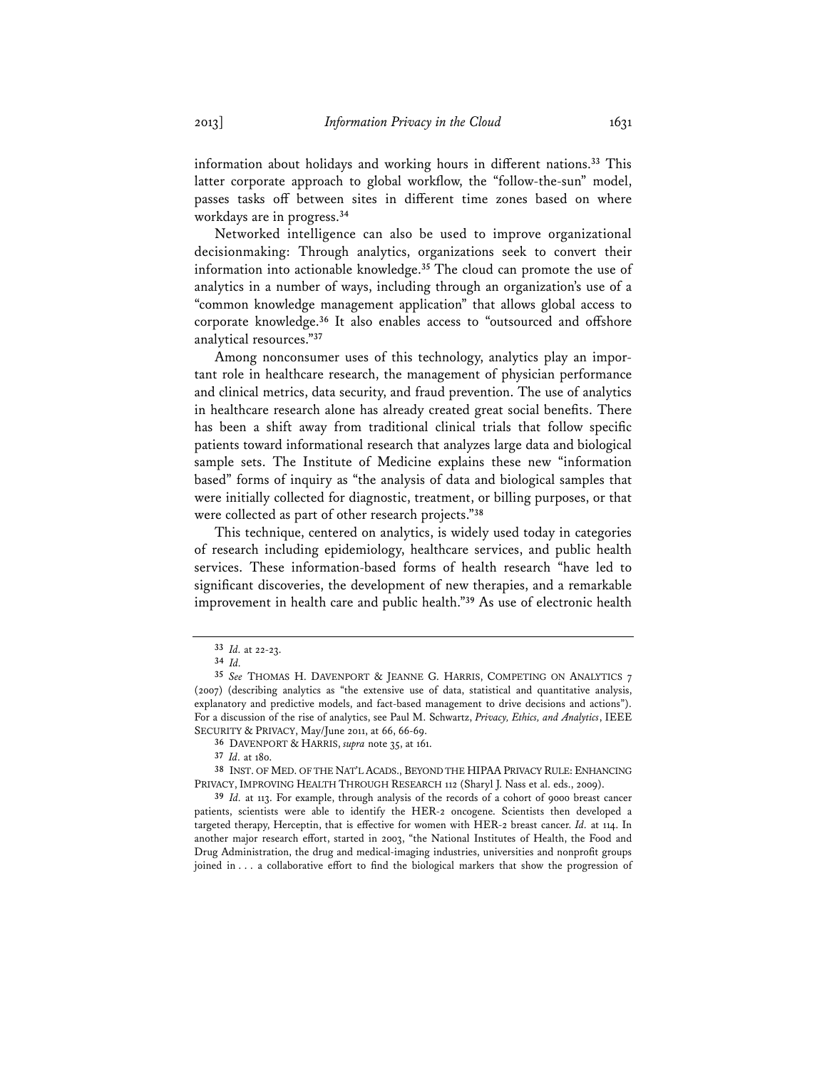information about holidays and working hours in different nations.[33] This latter corporate approach to global workflow, the "follow-the-sun" model, passes tasks off between sites in different time zones based on where workdays are in progress.[34]

Networked intelligence can also be used to improve organizational decisionmaking: Through analytics, organizations seek to convert their information into actionable knowledge.[35] The cloud can promote the use of analytics in a number of ways, including through an organization's use of a "common knowledge management application" that allows global access to corporate knowledge.[36] It also enables access to "outsourced and offshore analytical resources."[37]

Among nonconsumer uses of this technology, analytics play an important role in healthcare research, the management of physician performance and clinical metrics, data security, and fraud prevention. The use of analytics in healthcare research alone has already created great social benefits. There has been a shift away from traditional clinical trials that follow specific patients toward informational research that analyzes large data and biological sample sets. The Institute of Medicine explains these new "information based" forms of inquiry as "the analysis of data and biological samples that were initially collected for diagnostic, treatment, or billing purposes, or that were collected as part of other research projects."[38]

This technique, centered on analytics, is widely used today in categories of research including epidemiology, healthcare services, and public health services. These information-based forms of health research "have led to significant discoveries, the development of new therapies, and a remarkable improvement in health care and public health."[39] As use of electronic health

---

[33] *Id.* at 22-23.

[34] *Id.*

[35] *See* THOMAS H. DAVENPORT & JEANNE G. HARRIS, COMPETING ON ANALYTICS 7 (2007) (describing analytics as "the extensive use of data, statistical and quantitative analysis, explanatory and predictive models, and fact-based management to drive decisions and actions"). For a discussion of the rise of analytics, see Paul M. Schwartz, *Privacy, Ethics, and Analytics*, IEEE SECURITY & PRIVACY, May/June 2011, at 66, 66-69.

[36] DAVENPORT & HARRIS, *supra* note 35, at 161.

[37] *Id.* at 180.

[38] INST. OF MED. OF THE NAT'L ACADS., BEYOND THE HIPAA PRIVACY RULE: ENHANCING PRIVACY, IMPROVING HEALTH THROUGH RESEARCH 112 (Sharyl J. Nass et al. eds., 2009).

[39] *Id.* at 113. For example, through analysis of the records of a cohort of 9000 breast cancer patients, scientists were able to identify the HER-2 oncogene. Scientists then developed a targeted therapy, Herceptin, that is effective for women with HER-2 breast cancer. *Id.* at 114. In another major research effort, started in 2003, "the National Institutes of Health, the Food and Drug Administration, the drug and medical-imaging industries, universities and nonprofit groups joined in . . . a collaborative effort to find the biological markers that show the progression of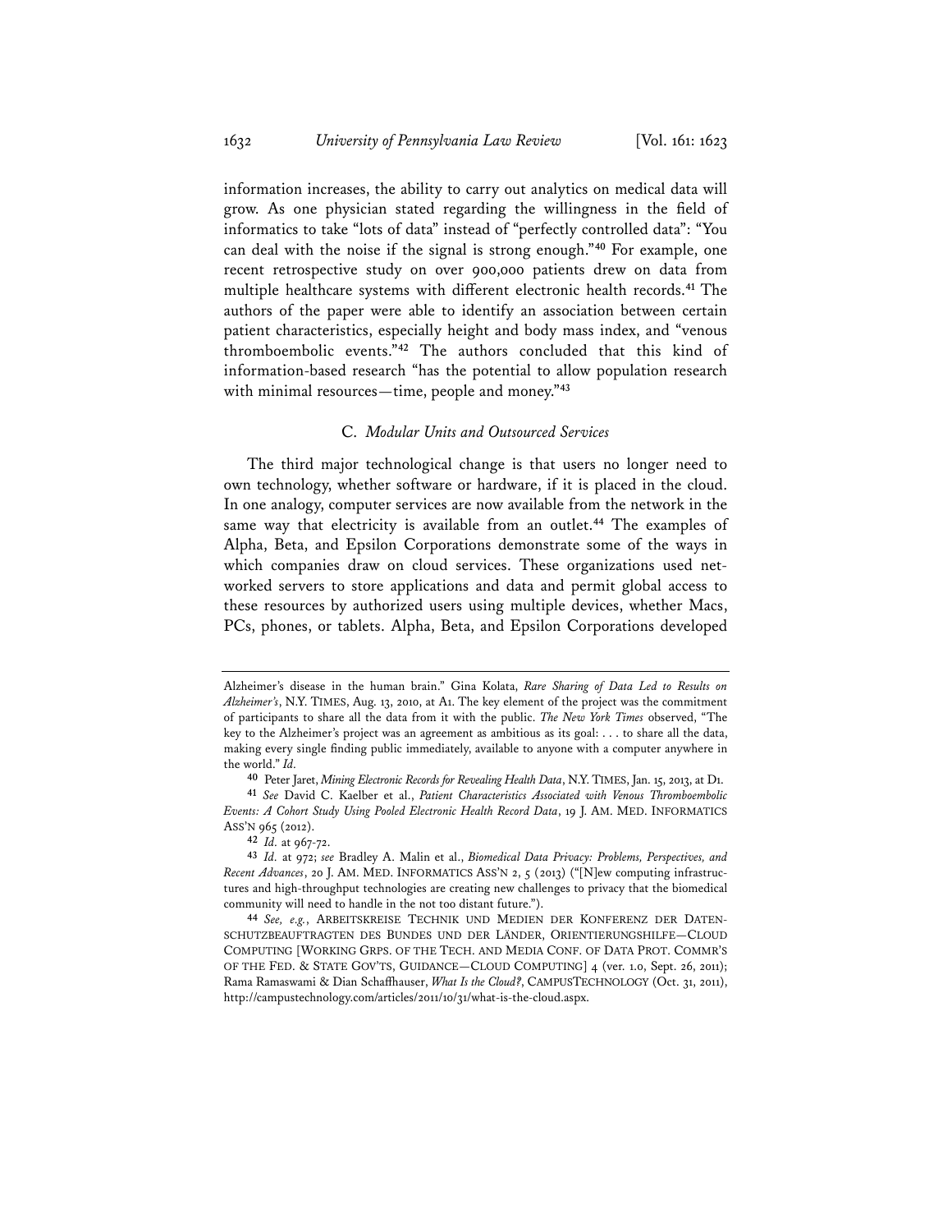information increases, the ability to carry out analytics on medical data will grow. As one physician stated regarding the willingness in the field of informatics to take "lots of data" instead of "perfectly controlled data": "You can deal with the noise if the signal is strong enough."[40] For example, one recent retrospective study on over 900,000 patients drew on data from multiple healthcare systems with different electronic health records.[41] The authors of the paper were able to identify an association between certain patient characteristics, especially height and body mass index, and "venous thromboembolic events."[42] The authors concluded that this kind of information-based research "has the potential to allow population research with minimal resources—time, people and money."[43]

### C. *Modular Units and Outsourced Services*

The third major technological change is that users no longer need to own technology, whether software or hardware, if it is placed in the cloud. In one analogy, computer services are now available from the network in the same way that electricity is available from an outlet.[44] The examples of Alpha, Beta, and Epsilon Corporations demonstrate some of the ways in which companies draw on cloud services. These organizations used networked servers to store applications and data and permit global access to these resources by authorized users using multiple devices, whether Macs, PCs, phones, or tablets. Alpha, Beta, and Epsilon Corporations developed

---

Alzheimer's disease in the human brain." Gina Kolata, *Rare Sharing of Data Led to Results on Alzheimer's*, N.Y. TIMES, Aug. 13, 2010, at A1. The key element of the project was the commitment of participants to share all the data from it with the public. *The New York Times* observed, "The key to the Alzheimer's project was an agreement as ambitious as its goal: . . . to share all the data, making every single finding public immediately, available to anyone with a computer anywhere in the world." *Id.*

[40] Peter Jaret, *Mining Electronic Records for Revealing Health Data*, N.Y. TIMES, Jan. 15, 2013, at D1.

[41] *See* David C. Kaelber et al., *Patient Characteristics Associated with Venous Thromboembolic Events: A Cohort Study Using Pooled Electronic Health Record Data*, 19 J. AM. MED. INFORMATICS ASS'N 965 (2012).

[42] *Id.* at 967-72.

[43] *Id.* at 972; *see* Bradley A. Malin et al., *Biomedical Data Privacy: Problems, Perspectives, and Recent Advances*, 20 J. AM. MED. INFORMATICS ASS'N 2, 5 (2013) ("[N]ew computing infrastructures and high-throughput technologies are creating new challenges to privacy that the biomedical community will need to handle in the not too distant future.").

[44] *See, e.g.*, ARBEITSKREISE TECHNIK UND MEDIEN DER KONFERENZ DER DATENSCHUTZBEAUFTRAGTEN DES BUNDES UND DER LÄNDER, ORIENTIERUNGSHILFE—CLOUD COMPUTING [WORKING GRPS. OF THE TECH. AND MEDIA CONF. OF DATA PROT. COMMR'S OF THE FED. & STATE GOV'TS, GUIDANCE—CLOUD COMPUTING] 4 (ver. 1.0, Sept. 26, 2011); Rama Ramaswami & Dian Schaffhauser, *What Is the Cloud?*, CAMPUSTECHNOLOGY (Oct. 31, 2011), http://campustechnology.com/articles/2011/10/31/what-is-the-cloud.aspx.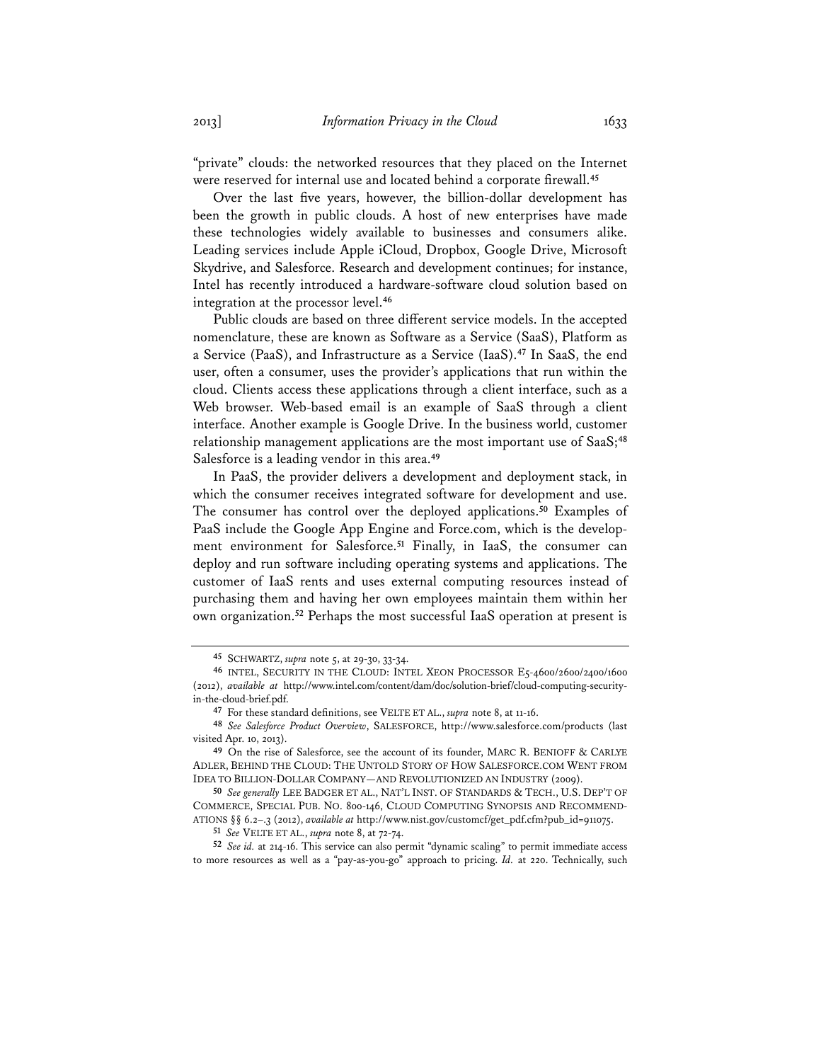"private" clouds: the networked resources that they placed on the Internet were reserved for internal use and located behind a corporate firewall.[45]

Over the last five years, however, the billion-dollar development has been the growth in public clouds. A host of new enterprises have made these technologies widely available to businesses and consumers alike. Leading services include Apple iCloud, Dropbox, Google Drive, Microsoft Skydrive, and Salesforce. Research and development continues; for instance, Intel has recently introduced a hardware-software cloud solution based on integration at the processor level.[46]

Public clouds are based on three different service models. In the accepted nomenclature, these are known as Software as a Service (SaaS), Platform as a Service (PaaS), and Infrastructure as a Service (IaaS).[47] In SaaS, the end user, often a consumer, uses the provider's applications that run within the cloud. Clients access these applications through a client interface, such as a Web browser. Web-based email is an example of SaaS through a client interface. Another example is Google Drive. In the business world, customer relationship management applications are the most important use of SaaS;[48] Salesforce is a leading vendor in this area.[49]

In PaaS, the provider delivers a development and deployment stack, in which the consumer receives integrated software for development and use. The consumer has control over the deployed applications.[50] Examples of PaaS include the Google App Engine and Force.com, which is the development environment for Salesforce.[51] Finally, in IaaS, the consumer can deploy and run software including operating systems and applications. The customer of IaaS rents and uses external computing resources instead of purchasing them and having her own employees maintain them within her own organization.[52] Perhaps the most successful IaaS operation at present is

---

[45] SCHWARTZ, *supra* note 5, at 29-30, 33-34.

[46] INTEL, SECURITY IN THE CLOUD: INTEL XEON PROCESSOR E5-4600/2600/2400/1600 (2012), *available at* http://www.intel.com/content/dam/doc/solution-brief/cloud-computing-security-in-the-cloud-brief.pdf.

[47] For these standard definitions, see VELTE ET AL., *supra* note 8, at 11-16.

[48] *See Salesforce Product Overview*, SALESFORCE, http://www.salesforce.com/products (last visited Apr. 10, 2013).

[49] On the rise of Salesforce, see the account of its founder, MARC R. BENIOFF & CARLYE ADLER, BEHIND THE CLOUD: THE UNTOLD STORY OF HOW SALESFORCE.COM WENT FROM IDEA TO BILLION-DOLLAR COMPANY—AND REVOLUTIONIZED AN INDUSTRY (2009).

[50] *See generally* LEE BADGER ET AL., NAT'L INST. OF STANDARDS & TECH., U.S. DEP'T OF COMMERCE, SPECIAL PUB. NO. 800-146, CLOUD COMPUTING SYNOPSIS AND RECOMMENDATIONS §§ 6.2–.3 (2012), *available at* http://www.nist.gov/customcf/get_pdf.cfm?pub_id=911075.

[51] *See* VELTE ET AL., *supra* note 8, at 72-74.

[52] *See id.* at 214-16. This service can also permit "dynamic scaling" to permit immediate access to more resources as well as a "pay-as-you-go" approach to pricing. *Id.* at 220. Technically, such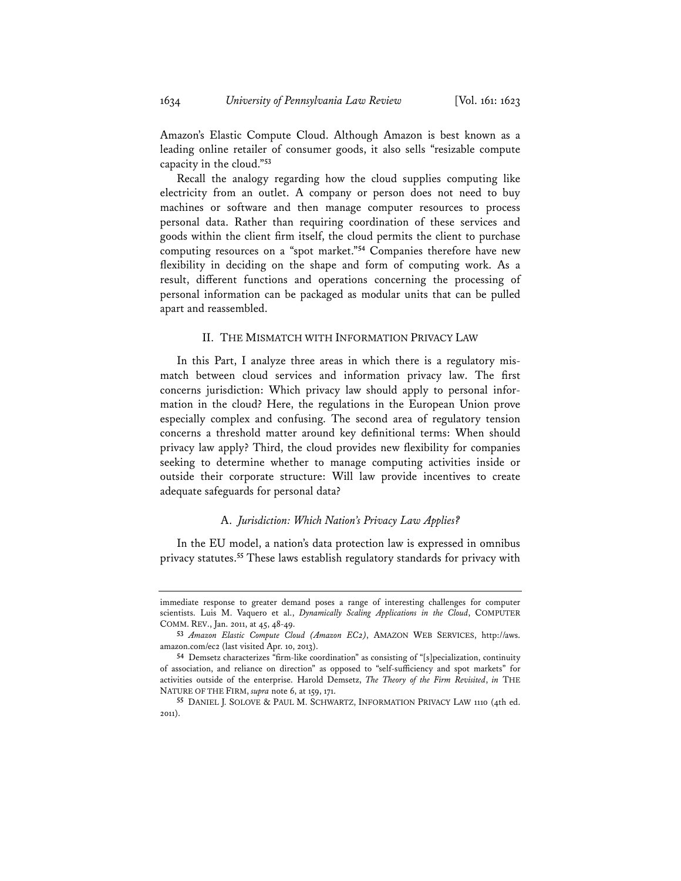Amazon's Elastic Compute Cloud. Although Amazon is best known as a leading online retailer of consumer goods, it also sells "resizable compute capacity in the cloud."[53]

Recall the analogy regarding how the cloud supplies computing like electricity from an outlet. A company or person does not need to buy machines or software and then manage computer resources to process personal data. Rather than requiring coordination of these services and goods within the client firm itself, the cloud permits the client to purchase computing resources on a "spot market."[54] Companies therefore have new flexibility in deciding on the shape and form of computing work. As a result, different functions and operations concerning the processing of personal information can be packaged as modular units that can be pulled apart and reassembled.

## II. THE MISMATCH WITH INFORMATION PRIVACY LAW

In this Part, I analyze three areas in which there is a regulatory mismatch between cloud services and information privacy law. The first concerns jurisdiction: Which privacy law should apply to personal information in the cloud? Here, the regulations in the European Union prove especially complex and confusing. The second area of regulatory tension concerns a threshold matter around key definitional terms: When should privacy law apply? Third, the cloud provides new flexibility for companies seeking to determine whether to manage computing activities inside or outside their corporate structure: Will law provide incentives to create adequate safeguards for personal data?

### A. *Jurisdiction: Which Nation's Privacy Law Applies?*

In the EU model, a nation's data protection law is expressed in omnibus privacy statutes.[55] These laws establish regulatory standards for privacy with

---

immediate response to greater demand poses a range of interesting challenges for computer scientists. Luis M. Vaquero et al., *Dynamically Scaling Applications in the Cloud*, COMPUTER COMM. REV., Jan. 2011, at 45, 48-49.

[53] *Amazon Elastic Compute Cloud (Amazon EC2)*, AMAZON WEB SERVICES, http://aws.amazon.com/ec2 (last visited Apr. 10, 2013).

[54] Demsetz characterizes "firm-like coordination" as consisting of "[s]pecialization, continuity of association, and reliance on direction" as opposed to "self-sufficiency and spot markets" for activities outside of the enterprise. Harold Demsetz, *The Theory of the Firm Revisited*, *in* THE NATURE OF THE FIRM, *supra* note 6, at 159, 171.

[55] DANIEL J. SOLOVE & PAUL M. SCHWARTZ, INFORMATION PRIVACY LAW 1110 (4th ed. 2011).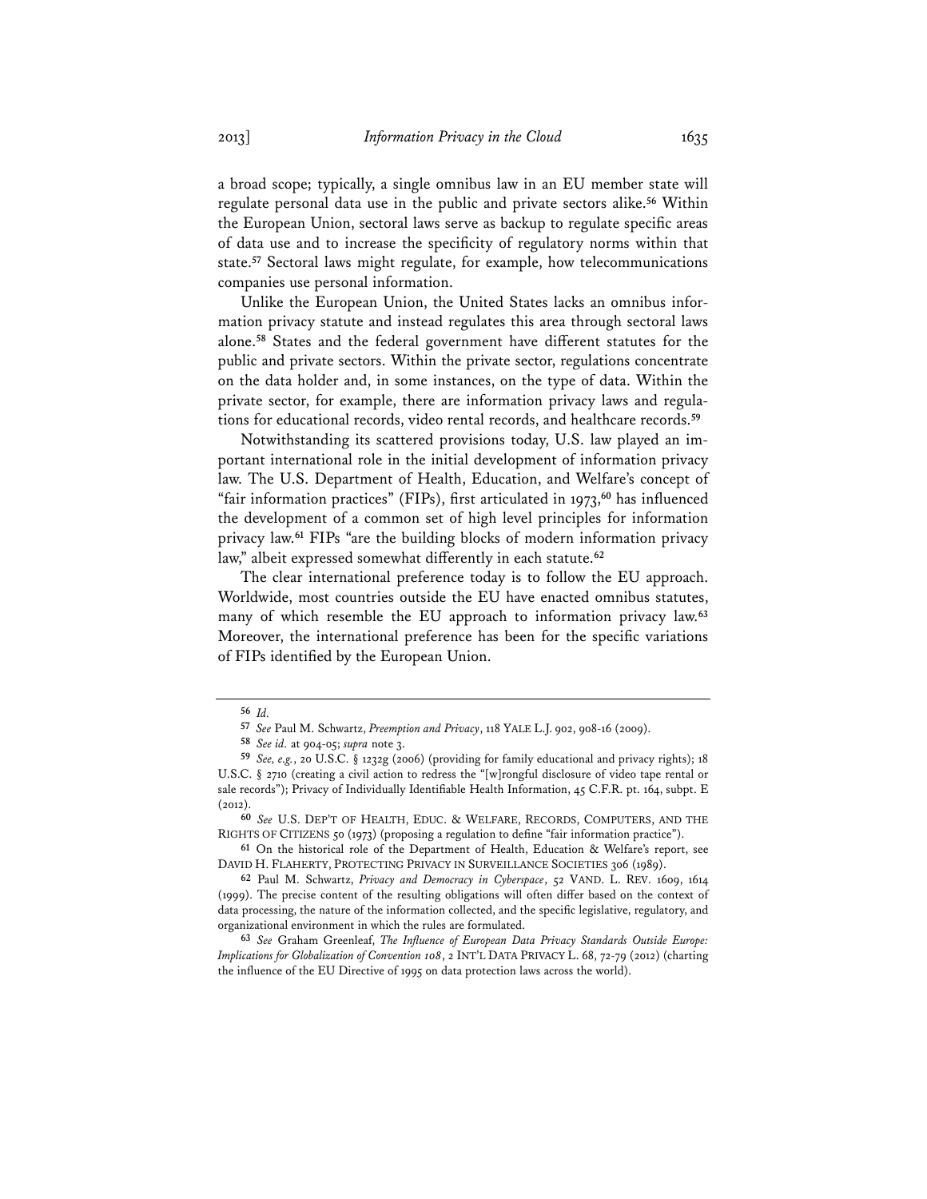a broad scope; typically, a single omnibus law in an EU member state will regulate personal data use in the public and private sectors alike.[56] Within the European Union, sectoral laws serve as backup to regulate specific areas of data use and to increase the specificity of regulatory norms within that state.[57] Sectoral laws might regulate, for example, how telecommunications companies use personal information.

Unlike the European Union, the United States lacks an omnibus information privacy statute and instead regulates this area through sectoral laws alone.[58] States and the federal government have different statutes for the public and private sectors. Within the private sector, regulations concentrate on the data holder and, in some instances, on the type of data. Within the private sector, for example, there are information privacy laws and regulations for educational records, video rental records, and healthcare records.[59]

Notwithstanding its scattered provisions today, U.S. law played an important international role in the initial development of information privacy law. The U.S. Department of Health, Education, and Welfare's concept of "fair information practices" (FIPs), first articulated in 1973,[60] has influenced the development of a common set of high level principles for information privacy law.[61] FIPs "are the building blocks of modern information privacy law," albeit expressed somewhat differently in each statute.[62]

The clear international preference today is to follow the EU approach. Worldwide, most countries outside the EU have enacted omnibus statutes, many of which resemble the EU approach to information privacy law.[63] Moreover, the international preference has been for the specific variations of FIPs identified by the European Union.

---

[56] *Id.*

[57] *See* Paul M. Schwartz, *Preemption and Privacy*, 118 YALE L.J. 902, 908-16 (2009).

[58] *See id.* at 904-05; *supra* note 3.

[59] *See, e.g.*, 20 U.S.C. § 1232g (2006) (providing for family educational and privacy rights); 18 U.S.C. § 2710 (creating a civil action to redress the "[w]rongful disclosure of video tape rental or sale records"); Privacy of Individually Identifiable Health Information, 45 C.F.R. pt. 164, subpt. E (2012).

[60] *See* U.S. DEP'T OF HEALTH, EDUC. & WELFARE, RECORDS, COMPUTERS, AND THE RIGHTS OF CITIZENS 50 (1973) (proposing a regulation to define "fair information practice").

[61] On the historical role of the Department of Health, Education & Welfare's report, see DAVID H. FLAHERTY, PROTECTING PRIVACY IN SURVEILLANCE SOCIETIES 306 (1989).

[62] Paul M. Schwartz, *Privacy and Democracy in Cyberspace*, 52 VAND. L. REV. 1609, 1614 (1999). The precise content of the resulting obligations will often differ based on the context of data processing, the nature of the information collected, and the specific legislative, regulatory, and organizational environment in which the rules are formulated.

[63] *See* Graham Greenleaf, *The Influence of European Data Privacy Standards Outside Europe: Implications for Globalization of Convention 108*, 2 INT'L DATA PRIVACY L. 68, 72-79 (2012) (charting the influence of the EU Directive of 1995 on data protection laws across the world).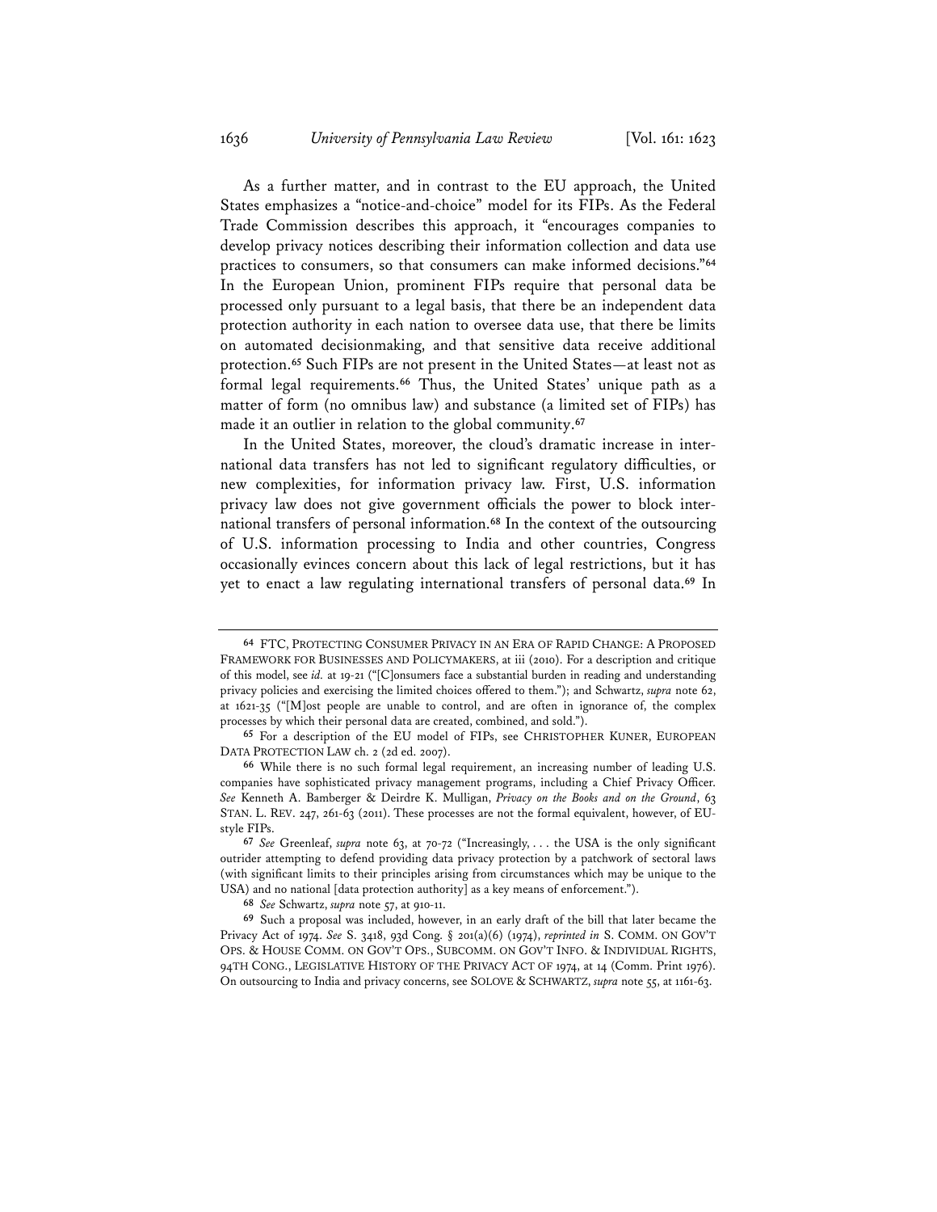As a further matter, and in contrast to the EU approach, the United States emphasizes a "notice-and-choice" model for its FIPs. As the Federal Trade Commission describes this approach, it "encourages companies to develop privacy notices describing their information collection and data use practices to consumers, so that consumers can make informed decisions."[64] In the European Union, prominent FIPs require that personal data be processed only pursuant to a legal basis, that there be an independent data protection authority in each nation to oversee data use, that there be limits on automated decisionmaking, and that sensitive data receive additional protection.[65] Such FIPs are not present in the United States—at least not as formal legal requirements.[66] Thus, the United States' unique path as a matter of form (no omnibus law) and substance (a limited set of FIPs) has made it an outlier in relation to the global community.[67]

In the United States, moreover, the cloud's dramatic increase in international data transfers has not led to significant regulatory difficulties, or new complexities, for information privacy law. First, U.S. information privacy law does not give government officials the power to block international transfers of personal information.[68] In the context of the outsourcing of U.S. information processing to India and other countries, Congress occasionally evinces concern about this lack of legal restrictions, but it has yet to enact a law regulating international transfers of personal data.[69] In

---

64 FTC, PROTECTING CONSUMER PRIVACY IN AN ERA OF RAPID CHANGE: A PROPOSED FRAMEWORK FOR BUSINESSES AND POLICYMAKERS, at iii (2010). For a description and critique of this model, see *id.* at 19-21 ("[C]onsumers face a substantial burden in reading and understanding privacy policies and exercising the limited choices offered to them."); and Schwartz, *supra* note 62, at 1621-35 ("[M]ost people are unable to control, and are often in ignorance of, the complex processes by which their personal data are created, combined, and sold.").

65 For a description of the EU model of FIPs, see CHRISTOPHER KUNER, EUROPEAN DATA PROTECTION LAW ch. 2 (2d ed. 2007).

66 While there is no such formal legal requirement, an increasing number of leading U.S. companies have sophisticated privacy management programs, including a Chief Privacy Officer. *See* Kenneth A. Bamberger & Deirdre K. Mulligan, *Privacy on the Books and on the Ground*, 63 STAN. L. REV. 247, 261-63 (2011). These processes are not the formal equivalent, however, of EU-style FIPs.

67 *See* Greenleaf, *supra* note 63, at 70-72 ("Increasingly, . . . the USA is the only significant outrider attempting to defend providing data privacy protection by a patchwork of sectoral laws (with significant limits to their principles arising from circumstances which may be unique to the USA) and no national [data protection authority] as a key means of enforcement.").

68 *See* Schwartz, *supra* note 57, at 910-11.

69 Such a proposal was included, however, in an early draft of the bill that later became the Privacy Act of 1974. *See* S. 3418, 93d Cong. § 201(a)(6) (1974), *reprinted in* S. COMM. ON GOV'T OPS. & HOUSE COMM. ON GOV'T OPS., SUBCOMM. ON GOV'T INFO. & INDIVIDUAL RIGHTS, 94TH CONG., LEGISLATIVE HISTORY OF THE PRIVACY ACT OF 1974, at 14 (Comm. Print 1976). On outsourcing to India and privacy concerns, see SOLOVE & SCHWARTZ, *supra* note 55, at 1161-63.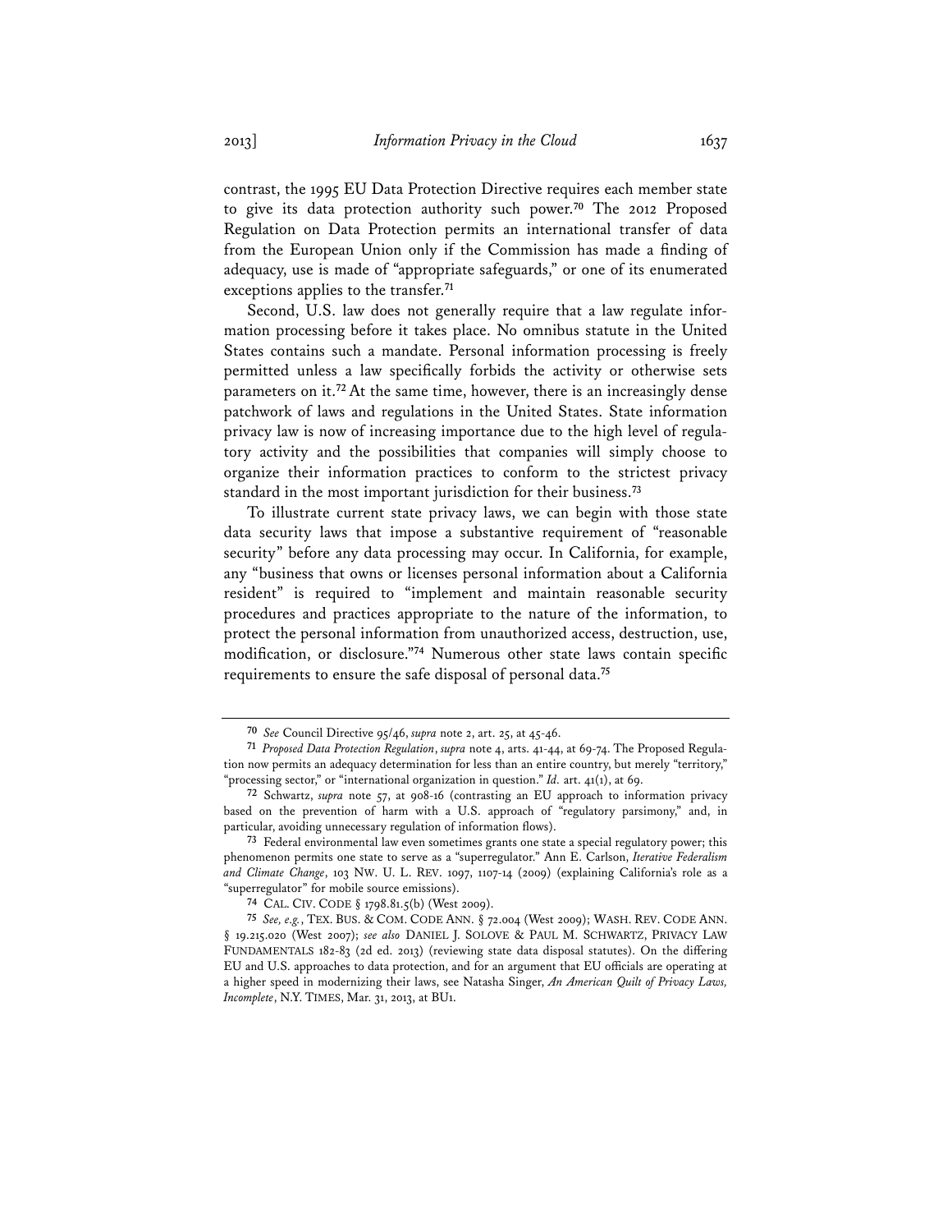contrast, the 1995 EU Data Protection Directive requires each member state to give its data protection authority such power.[70] The 2012 Proposed Regulation on Data Protection permits an international transfer of data from the European Union only if the Commission has made a finding of adequacy, use is made of "appropriate safeguards," or one of its enumerated exceptions applies to the transfer.[71]

Second, U.S. law does not generally require that a law regulate information processing before it takes place. No omnibus statute in the United States contains such a mandate. Personal information processing is freely permitted unless a law specifically forbids the activity or otherwise sets parameters on it.[72] At the same time, however, there is an increasingly dense patchwork of laws and regulations in the United States. State information privacy law is now of increasing importance due to the high level of regulatory activity and the possibilities that companies will simply choose to organize their information practices to conform to the strictest privacy standard in the most important jurisdiction for their business.[73]

To illustrate current state privacy laws, we can begin with those state data security laws that impose a substantive requirement of "reasonable security" before any data processing may occur. In California, for example, any "business that owns or licenses personal information about a California resident" is required to "implement and maintain reasonable security procedures and practices appropriate to the nature of the information, to protect the personal information from unauthorized access, destruction, use, modification, or disclosure."[74] Numerous other state laws contain specific requirements to ensure the safe disposal of personal data.[75]

---

[70] *See* Council Directive 95/46, *supra* note 2, art. 25, at 45-46.

[71] *Proposed Data Protection Regulation*, *supra* note 4, arts. 41-44, at 69-74. The Proposed Regulation now permits an adequacy determination for less than an entire country, but merely "territory," "processing sector," or "international organization in question." *Id.* art. 41(1), at 69.

[72] Schwartz, *supra* note 57, at 908-16 (contrasting an EU approach to information privacy based on the prevention of harm with a U.S. approach of "regulatory parsimony," and, in particular, avoiding unnecessary regulation of information flows).

[73] Federal environmental law even sometimes grants one state a special regulatory power; this phenomenon permits one state to serve as a "superregulator." Ann E. Carlson, *Iterative Federalism and Climate Change*, 103 NW. U. L. REV. 1097, 1107-14 (2009) (explaining California's role as a "superregulator" for mobile source emissions).

[74] CAL. CIV. CODE § 1798.81.5(b) (West 2009).

[75] *See, e.g.*, TEX. BUS. & COM. CODE ANN. § 72.004 (West 2009); WASH. REV. CODE ANN. § 19.215.020 (West 2007); *see also* DANIEL J. SOLOVE & PAUL M. SCHWARTZ, PRIVACY LAW FUNDAMENTALS 182-83 (2d ed. 2013) (reviewing state data disposal statutes). On the differing EU and U.S. approaches to data protection, and for an argument that EU officials are operating at a higher speed in modernizing their laws, see Natasha Singer, *An American Quilt of Privacy Laws, Incomplete*, N.Y. TIMES, Mar. 31, 2013, at BU1.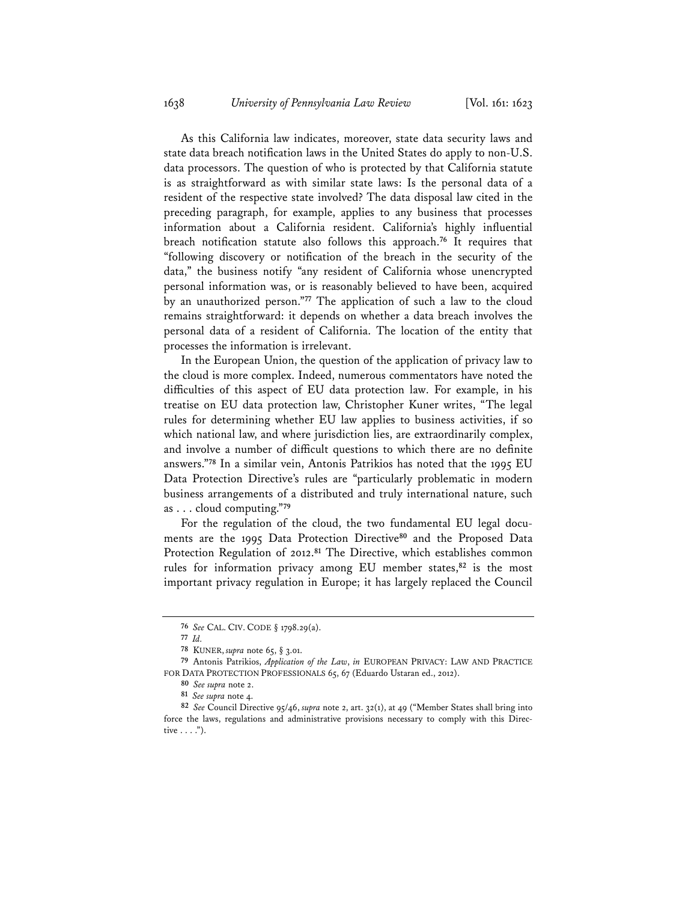As this California law indicates, moreover, state data security laws and state data breach notification laws in the United States do apply to non-U.S. data processors. The question of who is protected by that California statute is as straightforward as with similar state laws: Is the personal data of a resident of the respective state involved? The data disposal law cited in the preceding paragraph, for example, applies to any business that processes information about a California resident. California's highly influential breach notification statute also follows this approach.[76] It requires that "following discovery or notification of the breach in the security of the data," the business notify "any resident of California whose unencrypted personal information was, or is reasonably believed to have been, acquired by an unauthorized person."[77] The application of such a law to the cloud remains straightforward: it depends on whether a data breach involves the personal data of a resident of California. The location of the entity that processes the information is irrelevant.

In the European Union, the question of the application of privacy law to the cloud is more complex. Indeed, numerous commentators have noted the difficulties of this aspect of EU data protection law. For example, in his treatise on EU data protection law, Christopher Kuner writes, "The legal rules for determining whether EU law applies to business activities, if so which national law, and where jurisdiction lies, are extraordinarily complex, and involve a number of difficult questions to which there are no definite answers."[78] In a similar vein, Antonis Patrikios has noted that the 1995 EU Data Protection Directive's rules are "particularly problematic in modern business arrangements of a distributed and truly international nature, such as . . . cloud computing."[79]

For the regulation of the cloud, the two fundamental EU legal documents are the 1995 Data Protection Directive[80] and the Proposed Data Protection Regulation of 2012.[81] The Directive, which establishes common rules for information privacy among EU member states,[82] is the most important privacy regulation in Europe; it has largely replaced the Council

---

[76] *See* CAL. CIV. CODE § 1798.29(a).

[77] *Id.*

[78] KUNER, *supra* note 65, § 3.01.

[79] Antonis Patrikios, *Application of the Law*, *in* EUROPEAN PRIVACY: LAW AND PRACTICE FOR DATA PROTECTION PROFESSIONALS 65, 67 (Eduardo Ustaran ed., 2012).

[80] *See supra* note 2.

[81] *See supra* note 4.

[82] *See* Council Directive 95/46, *supra* note 2, art. 32(1), at 49 ("Member States shall bring into force the laws, regulations and administrative provisions necessary to comply with this Directive . . . .").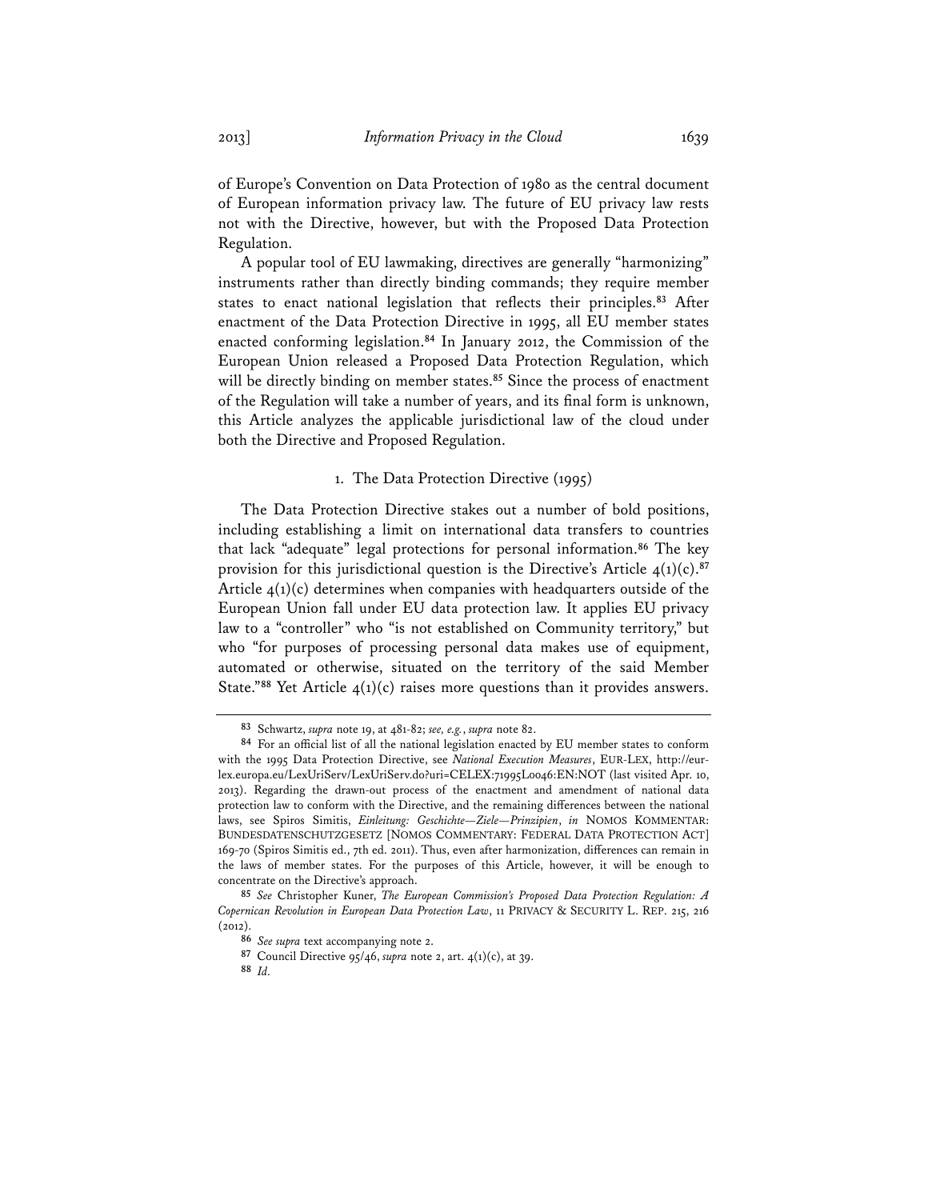of Europe's Convention on Data Protection of 1980 as the central document of European information privacy law. The future of EU privacy law rests not with the Directive, however, but with the Proposed Data Protection Regulation.

A popular tool of EU lawmaking, directives are generally "harmonizing" instruments rather than directly binding commands; they require member states to enact national legislation that reflects their principles.[83] After enactment of the Data Protection Directive in 1995, all EU member states enacted conforming legislation.[84] In January 2012, the Commission of the European Union released a Proposed Data Protection Regulation, which will be directly binding on member states.[85] Since the process of enactment of the Regulation will take a number of years, and its final form is unknown, this Article analyzes the applicable jurisdictional law of the cloud under both the Directive and Proposed Regulation.

### 1. The Data Protection Directive (1995)

The Data Protection Directive stakes out a number of bold positions, including establishing a limit on international data transfers to countries that lack "adequate" legal protections for personal information.[86] The key provision for this jurisdictional question is the Directive's Article 4(1)(c).[87] Article 4(1)(c) determines when companies with headquarters outside of the European Union fall under EU data protection law. It applies EU privacy law to a "controller" who "is not established on Community territory," but who "for purposes of processing personal data makes use of equipment, automated or otherwise, situated on the territory of the said Member State."[88] Yet Article 4(1)(c) raises more questions than it provides answers.

---

[83] Schwartz, *supra* note 19, at 481-82; *see, e.g.*, *supra* note 82.

[84] For an official list of all the national legislation enacted by EU member states to conform with the 1995 Data Protection Directive, see *National Execution Measures*, EUR-LEX, http://eur-lex.europa.eu/LexUriServ/LexUriServ.do?uri=CELEX:71995L0046:EN:NOT (last visited Apr. 10, 2013). Regarding the drawn-out process of the enactment and amendment of national data protection law to conform with the Directive, and the remaining differences between the national laws, see Spiros Simitis, *Einleitung: Geschichte—Ziele—Prinzipien*, *in* NOMOS KOMMENTAR: BUNDESDATENSCHUTZGESETZ [NOMOS COMMENTARY: FEDERAL DATA PROTECTION ACT] 169-70 (Spiros Simitis ed., 7th ed. 2011). Thus, even after harmonization, differences can remain in the laws of member states. For the purposes of this Article, however, it will be enough to concentrate on the Directive's approach.

[85] *See* Christopher Kuner, *The European Commission's Proposed Data Protection Regulation: A Copernican Revolution in European Data Protection Law*, 11 PRIVACY & SECURITY L. REP. 215, 216 (2012).

[86] *See supra* text accompanying note 2.

[87] Council Directive 95/46, *supra* note 2, art. 4(1)(c), at 39.

[88] *Id.*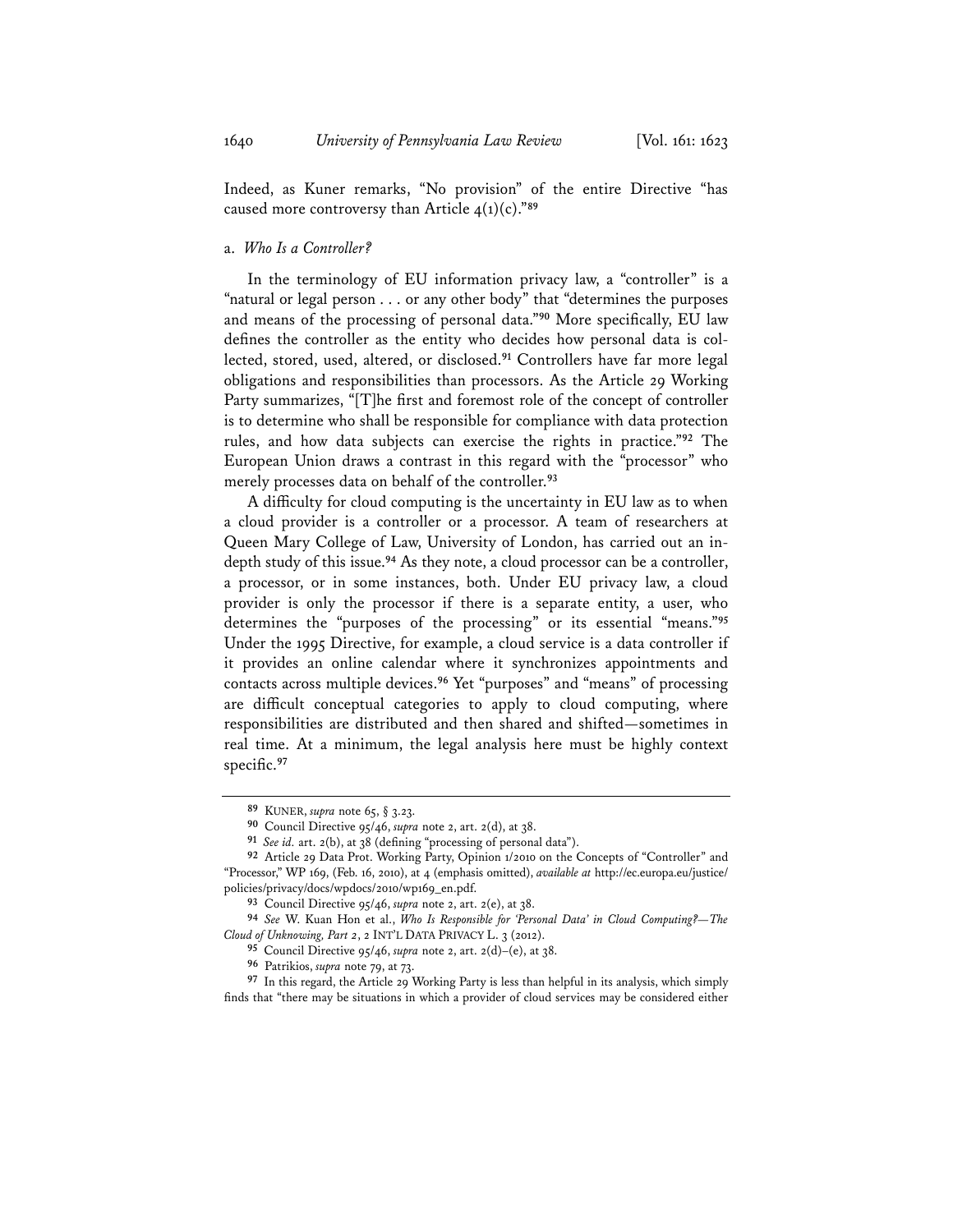Indeed, as Kuner remarks, "No provision" of the entire Directive "has caused more controversy than Article 4(1)(c)."[89]

a. *Who Is a Controller?*

In the terminology of EU information privacy law, a "controller" is a "natural or legal person . . . or any other body" that "determines the purposes and means of the processing of personal data."[90] More specifically, EU law defines the controller as the entity who decides how personal data is collected, stored, used, altered, or disclosed.[91] Controllers have far more legal obligations and responsibilities than processors. As the Article 29 Working Party summarizes, "[T]he first and foremost role of the concept of controller is to determine who shall be responsible for compliance with data protection rules, and how data subjects can exercise the rights in practice."[92] The European Union draws a contrast in this regard with the "processor" who merely processes data on behalf of the controller.[93]

A difficulty for cloud computing is the uncertainty in EU law as to when a cloud provider is a controller or a processor. A team of researchers at Queen Mary College of Law, University of London, has carried out an in-depth study of this issue.[94] As they note, a cloud processor can be a controller, a processor, or in some instances, both. Under EU privacy law, a cloud provider is only the processor if there is a separate entity, a user, who determines the "purposes of the processing" or its essential "means."[95] Under the 1995 Directive, for example, a cloud service is a data controller if it provides an online calendar where it synchronizes appointments and contacts across multiple devices.[96] Yet "purposes" and "means" of processing are difficult conceptual categories to apply to cloud computing, where responsibilities are distributed and then shared and shifted—sometimes in real time. At a minimum, the legal analysis here must be highly context specific.[97]

---

[89] KUNER, *supra* note 65, § 3.23.

[90] Council Directive 95/46, *supra* note 2, art. 2(d), at 38.

[91] *See id.* art. 2(b), at 38 (defining "processing of personal data").

[92] Article 29 Data Prot. Working Party, Opinion 1/2010 on the Concepts of "Controller" and "Processor," WP 169, (Feb. 16, 2010), at 4 (emphasis omitted), *available at* http://ec.europa.eu/justice/policies/privacy/docs/wpdocs/2010/wp169_en.pdf.

[93] Council Directive 95/46, *supra* note 2, art. 2(e), at 38.

[94] *See* W. Kuan Hon et al., *Who Is Responsible for 'Personal Data' in Cloud Computing?—The Cloud of Unknowing, Part 2*, 2 INT'L DATA PRIVACY L. 3 (2012).

[95] Council Directive 95/46, *supra* note 2, art. 2(d)–(e), at 38.

[96] Patrikios, *supra* note 79, at 73.

[97] In this regard, the Article 29 Working Party is less than helpful in its analysis, which simply finds that "there may be situations in which a provider of cloud services may be considered either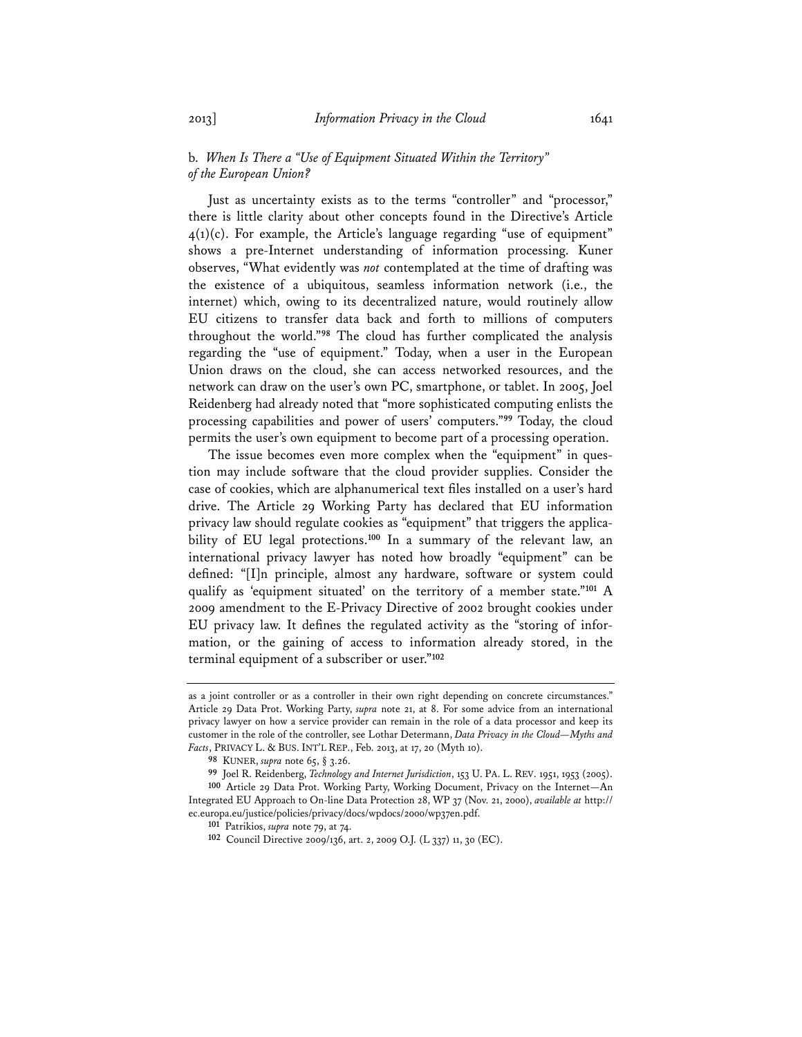b. *When Is There a "Use of Equipment Situated Within the Territory" of the European Union?*

Just as uncertainty exists as to the terms "controller" and "processor," there is little clarity about other concepts found in the Directive's Article 4(1)(c). For example, the Article's language regarding "use of equipment" shows a pre-Internet understanding of information processing. Kuner observes, "What evidently was *not* contemplated at the time of drafting was the existence of a ubiquitous, seamless information network (i.e., the internet) which, owing to its decentralized nature, would routinely allow EU citizens to transfer data back and forth to millions of computers throughout the world."[98] The cloud has further complicated the analysis regarding the "use of equipment." Today, when a user in the European Union draws on the cloud, she can access networked resources, and the network can draw on the user's own PC, smartphone, or tablet. In 2005, Joel Reidenberg had already noted that "more sophisticated computing enlists the processing capabilities and power of users' computers."[99] Today, the cloud permits the user's own equipment to become part of a processing operation.

The issue becomes even more complex when the "equipment" in question may include software that the cloud provider supplies. Consider the case of cookies, which are alphanumerical text files installed on a user's hard drive. The Article 29 Working Party has declared that EU information privacy law should regulate cookies as "equipment" that triggers the applicability of EU legal protections.[100] In a summary of the relevant law, an international privacy lawyer has noted how broadly "equipment" can be defined: "[I]n principle, almost any hardware, software or system could qualify as 'equipment situated' on the territory of a member state."[101] A 2009 amendment to the E-Privacy Directive of 2002 brought cookies under EU privacy law. It defines the regulated activity as the "storing of information, or the gaining of access to information already stored, in the terminal equipment of a subscriber or user."[102]

---

as a joint controller or as a controller in their own right depending on concrete circumstances." Article 29 Data Prot. Working Party, *supra* note 21, at 8. For some advice from an international privacy lawyer on how a service provider can remain in the role of a data processor and keep its customer in the role of the controller, see Lothar Determann, *Data Privacy in the Cloud—Myths and Facts*, PRIVACY L. & BUS. INT'L REP., Feb. 2013, at 17, 20 (Myth 10).

[98] KUNER, *supra* note 65, § 3.26.

[99] Joel R. Reidenberg, *Technology and Internet Jurisdiction*, 153 U. PA. L. REV. 1951, 1953 (2005).

[100] Article 29 Data Prot. Working Party, Working Document, Privacy on the Internet—An Integrated EU Approach to On-line Data Protection 28, WP 37 (Nov. 21, 2000), *available at* http://ec.europa.eu/justice/policies/privacy/docs/wpdocs/2000/wp37en.pdf.

[101] Patrikios, *supra* note 79, at 74.

[102] Council Directive 2009/136, art. 2, 2009 O.J. (L 337) 11, 30 (EC).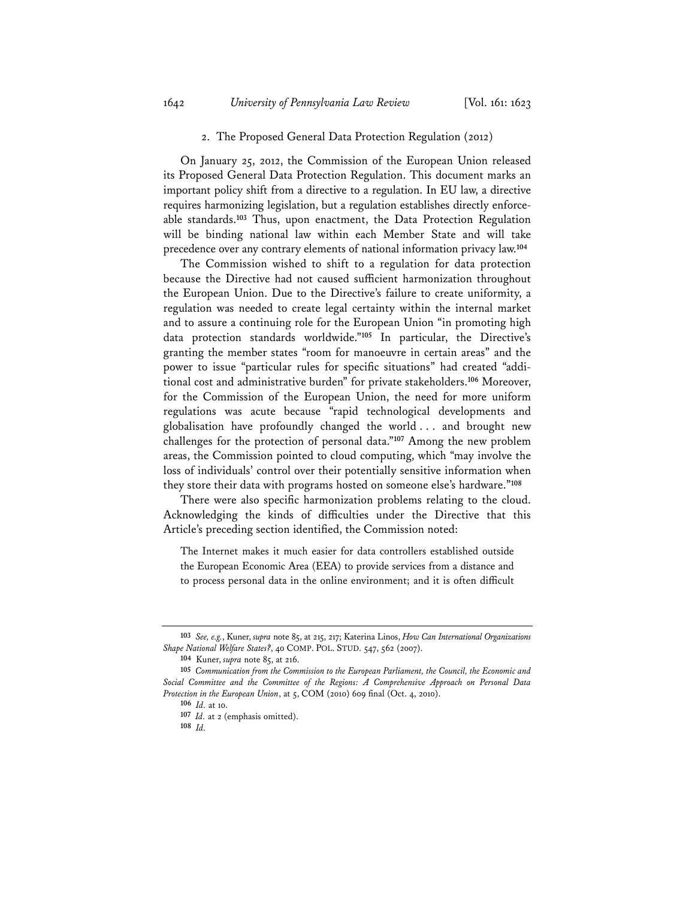### 2. The Proposed General Data Protection Regulation (2012)

On January 25, 2012, the Commission of the European Union released its Proposed General Data Protection Regulation. This document marks an important policy shift from a directive to a regulation. In EU law, a directive requires harmonizing legislation, but a regulation establishes directly enforceable standards.[103] Thus, upon enactment, the Data Protection Regulation will be binding national law within each Member State and will take precedence over any contrary elements of national information privacy law.[104]

The Commission wished to shift to a regulation for data protection because the Directive had not caused sufficient harmonization throughout the European Union. Due to the Directive's failure to create uniformity, a regulation was needed to create legal certainty within the internal market and to assure a continuing role for the European Union "in promoting high data protection standards worldwide."[105] In particular, the Directive's granting the member states "room for manoeuvre in certain areas" and the power to issue "particular rules for specific situations" had created "additional cost and administrative burden" for private stakeholders.[106] Moreover, for the Commission of the European Union, the need for more uniform regulations was acute because "rapid technological developments and globalisation have profoundly changed the world . . . and brought new challenges for the protection of personal data."[107] Among the new problem areas, the Commission pointed to cloud computing, which "may involve the loss of individuals' control over their potentially sensitive information when they store their data with programs hosted on someone else's hardware."[108]

There were also specific harmonization problems relating to the cloud. Acknowledging the kinds of difficulties under the Directive that this Article's preceding section identified, the Commission noted:

> The Internet makes it much easier for data controllers established outside the European Economic Area (EEA) to provide services from a distance and to process personal data in the online environment; and it is often difficult

---

[103] *See, e.g.*, Kuner, *supra* note 85, at 215, 217; Katerina Linos, *How Can International Organizations Shape National Welfare States?*, 40 COMP. POL. STUD. 547, 562 (2007).

[104] Kuner, *supra* note 85, at 216.

[105] *Communication from the Commission to the European Parliament, the Council, the Economic and Social Committee and the Committee of the Regions: A Comprehensive Approach on Personal Data Protection in the European Union*, at 5, COM (2010) 609 final (Oct. 4, 2010).

[106] *Id.* at 10.

[107] *Id.* at 2 (emphasis omitted).

[108] *Id.*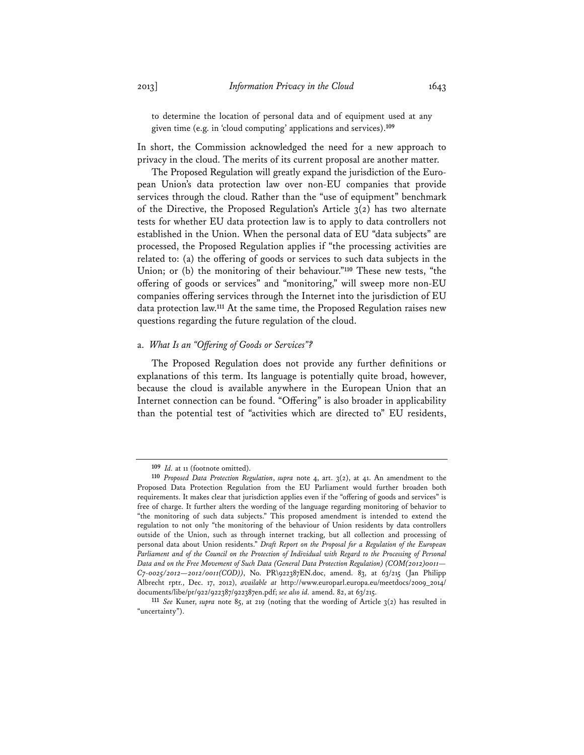to determine the location of personal data and of equipment used at any given time (e.g. in 'cloud computing' applications and services).[109]

In short, the Commission acknowledged the need for a new approach to privacy in the cloud. The merits of its current proposal are another matter.

The Proposed Regulation will greatly expand the jurisdiction of the European Union's data protection law over non-EU companies that provide services through the cloud. Rather than the "use of equipment" benchmark of the Directive, the Proposed Regulation's Article 3(2) has two alternate tests for whether EU data protection law is to apply to data controllers not established in the Union. When the personal data of EU "data subjects" are processed, the Proposed Regulation applies if "the processing activities are related to: (a) the offering of goods or services to such data subjects in the Union; or (b) the monitoring of their behaviour."[110] These new tests, "the offering of goods or services" and "monitoring," will sweep more non-EU companies offering services through the Internet into the jurisdiction of EU data protection law.[111] At the same time, the Proposed Regulation raises new questions regarding the future regulation of the cloud.

### a. *What Is an "Offering of Goods or Services"?*

The Proposed Regulation does not provide any further definitions or explanations of this term. Its language is potentially quite broad, however, because the cloud is available anywhere in the European Union that an Internet connection can be found. "Offering" is also broader in applicability than the potential test of "activities which are directed to" EU residents,

---

[109] *Id.* at 11 (footnote omitted).

[110] *Proposed Data Protection Regulation*, *supra* note 4, art. 3(2), at 41. An amendment to the Proposed Data Protection Regulation from the EU Parliament would further broaden both requirements. It makes clear that jurisdiction applies even if the "offering of goods and services" is free of charge. It further alters the wording of the language regarding monitoring of behavior to "the monitoring of such data subjects." This proposed amendment is intended to extend the regulation to not only "the monitoring of the behaviour of Union residents by data controllers outside of the Union, such as through internet tracking, but all collection and processing of personal data about Union residents." *Draft Report on the Proposal for a Regulation of the European Parliament and of the Council on the Protection of Individual with Regard to the Processing of Personal Data and on the Free Movement of Such Data (General Data Protection Regulation) (COM(2012)0011—C7-0025/2012—2012/0011(COD))*, No. PR\922387EN.doc, amend. 83, at 63/215 (Jan Philipp Albrecht rptr., Dec. 17, 2012), *available at* http://www.europarl.europa.eu/meetdocs/2009_2014/documents/libe/pr/922/922387/922387en.pdf; *see also id.* amend. 82, at 63/215.

[111] *See* Kuner, *supra* note 85, at 219 (noting that the wording of Article 3(2) has resulted in "uncertainty").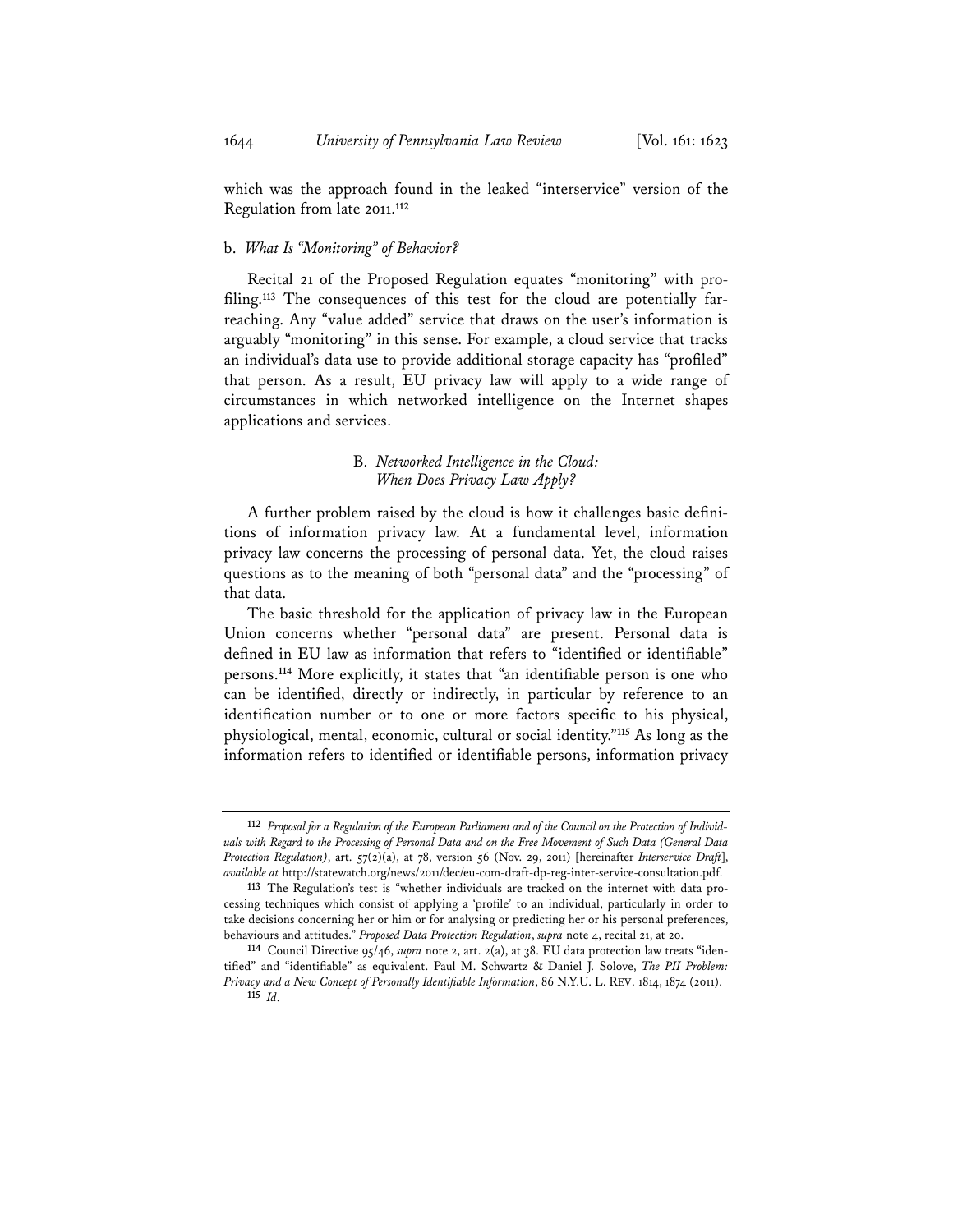which was the approach found in the leaked "interservice" version of the Regulation from late 2011.[112]

### b. *What Is "Monitoring" of Behavior?*

Recital 21 of the Proposed Regulation equates "monitoring" with profiling.[113] The consequences of this test for the cloud are potentially far-reaching. Any "value added" service that draws on the user's information is arguably "monitoring" in this sense. For example, a cloud service that tracks an individual's data use to provide additional storage capacity has "profiled" that person. As a result, EU privacy law will apply to a wide range of circumstances in which networked intelligence on the Internet shapes applications and services.

## B. *Networked Intelligence in the Cloud: When Does Privacy Law Apply?*

A further problem raised by the cloud is how it challenges basic definitions of information privacy law. At a fundamental level, information privacy law concerns the processing of personal data. Yet, the cloud raises questions as to the meaning of both "personal data" and the "processing" of that data.

The basic threshold for the application of privacy law in the European Union concerns whether "personal data" are present. Personal data is defined in EU law as information that refers to "identified or identifiable" persons.[114] More explicitly, it states that "an identifiable person is one who can be identified, directly or indirectly, in particular by reference to an identification number or to one or more factors specific to his physical, physiological, mental, economic, cultural or social identity."[115] As long as the information refers to identified or identifiable persons, information privacy

---

[112] *Proposal for a Regulation of the European Parliament and of the Council on the Protection of Individuals with Regard to the Processing of Personal Data and on the Free Movement of Such Data (General Data Protection Regulation)*, art. 57(2)(a), at 78, version 56 (Nov. 29, 2011) [hereinafter *Interservice Draft*], *available at* http://statewatch.org/news/2011/dec/eu-com-draft-dp-reg-inter-service-consultation.pdf.

[113] The Regulation's test is "whether individuals are tracked on the internet with data processing techniques which consist of applying a 'profile' to an individual, particularly in order to take decisions concerning her or him or for analysing or predicting her or his personal preferences, behaviours and attitudes." *Proposed Data Protection Regulation*, *supra* note 4, recital 21, at 20.

[114] Council Directive 95/46, *supra* note 2, art. 2(a), at 38. EU data protection law treats "identified" and "identifiable" as equivalent. Paul M. Schwartz & Daniel J. Solove, *The PII Problem: Privacy and a New Concept of Personally Identifiable Information*, 86 N.Y.U. L. REV. 1814, 1874 (2011).

[115] *Id.*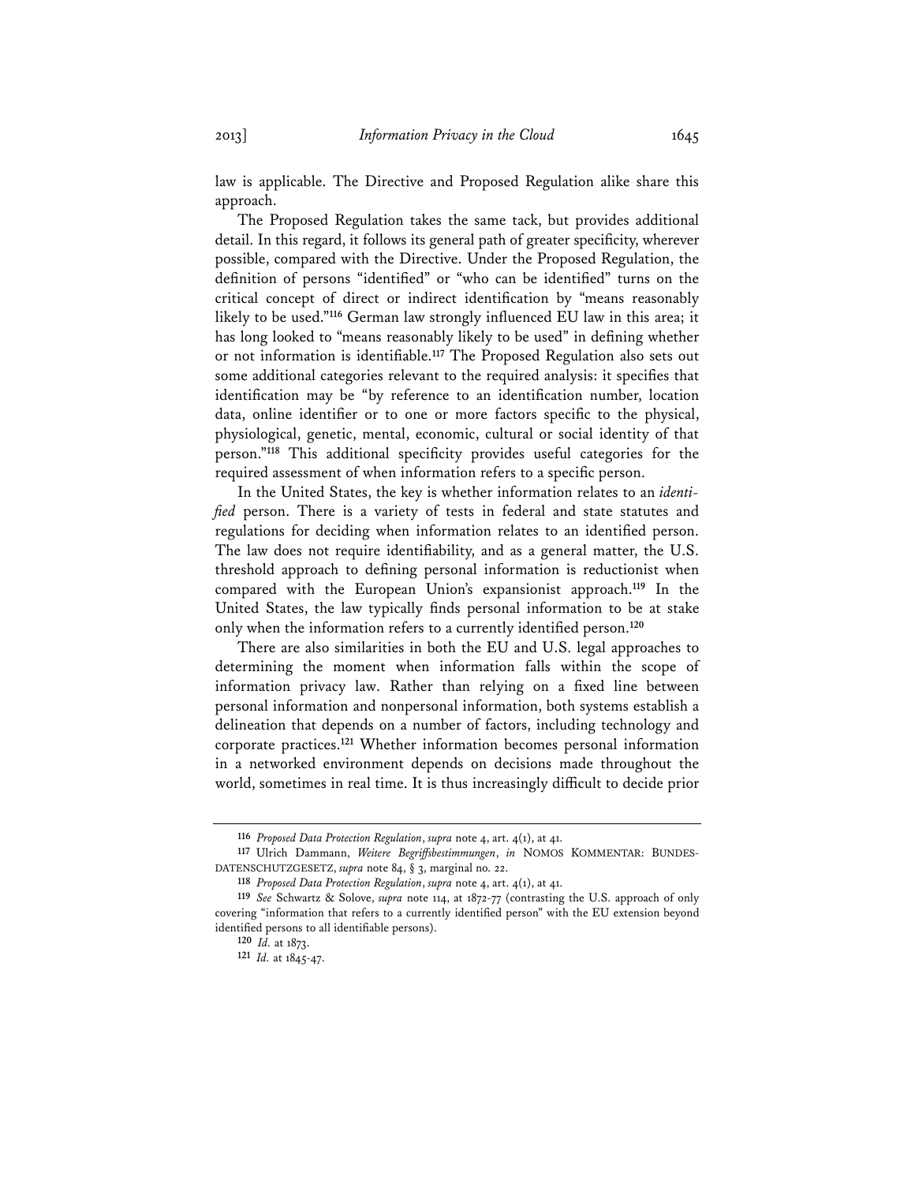law is applicable. The Directive and Proposed Regulation alike share this approach.

The Proposed Regulation takes the same tack, but provides additional detail. In this regard, it follows its general path of greater specificity, wherever possible, compared with the Directive. Under the Proposed Regulation, the definition of persons "identified" or "who can be identified" turns on the critical concept of direct or indirect identification by "means reasonably likely to be used."[116] German law strongly influenced EU law in this area; it has long looked to "means reasonably likely to be used" in defining whether or not information is identifiable.[117] The Proposed Regulation also sets out some additional categories relevant to the required analysis: it specifies that identification may be "by reference to an identification number, location data, online identifier or to one or more factors specific to the physical, physiological, genetic, mental, economic, cultural or social identity of that person."[118] This additional specificity provides useful categories for the required assessment of when information refers to a specific person.

In the United States, the key is whether information relates to an *identified* person. There is a variety of tests in federal and state statutes and regulations for deciding when information relates to an identified person. The law does not require identifiability, and as a general matter, the U.S. threshold approach to defining personal information is reductionist when compared with the European Union's expansionist approach.[119] In the United States, the law typically finds personal information to be at stake only when the information refers to a currently identified person.[120]

There are also similarities in both the EU and U.S. legal approaches to determining the moment when information falls within the scope of information privacy law. Rather than relying on a fixed line between personal information and nonpersonal information, both systems establish a delineation that depends on a number of factors, including technology and corporate practices.[121] Whether information becomes personal information in a networked environment depends on decisions made throughout the world, sometimes in real time. It is thus increasingly difficult to decide prior

---

116 *Proposed Data Protection Regulation*, *supra* note 4, art. 4(1), at 41.

117 Ulrich Dammann, *Weitere Begriffsbestimmungen*, *in* NOMOS KOMMENTAR: BUNDESDATENSCHUTZGESETZ, *supra* note 84, § 3, marginal no. 22.

118 *Proposed Data Protection Regulation*, *supra* note 4, art. 4(1), at 41.

119 *See* Schwartz & Solove, *supra* note 114, at 1872-77 (contrasting the U.S. approach of only covering "information that refers to a currently identified person" with the EU extension beyond identified persons to all identifiable persons).

120 *Id.* at 1873.

121 *Id.* at 1845-47.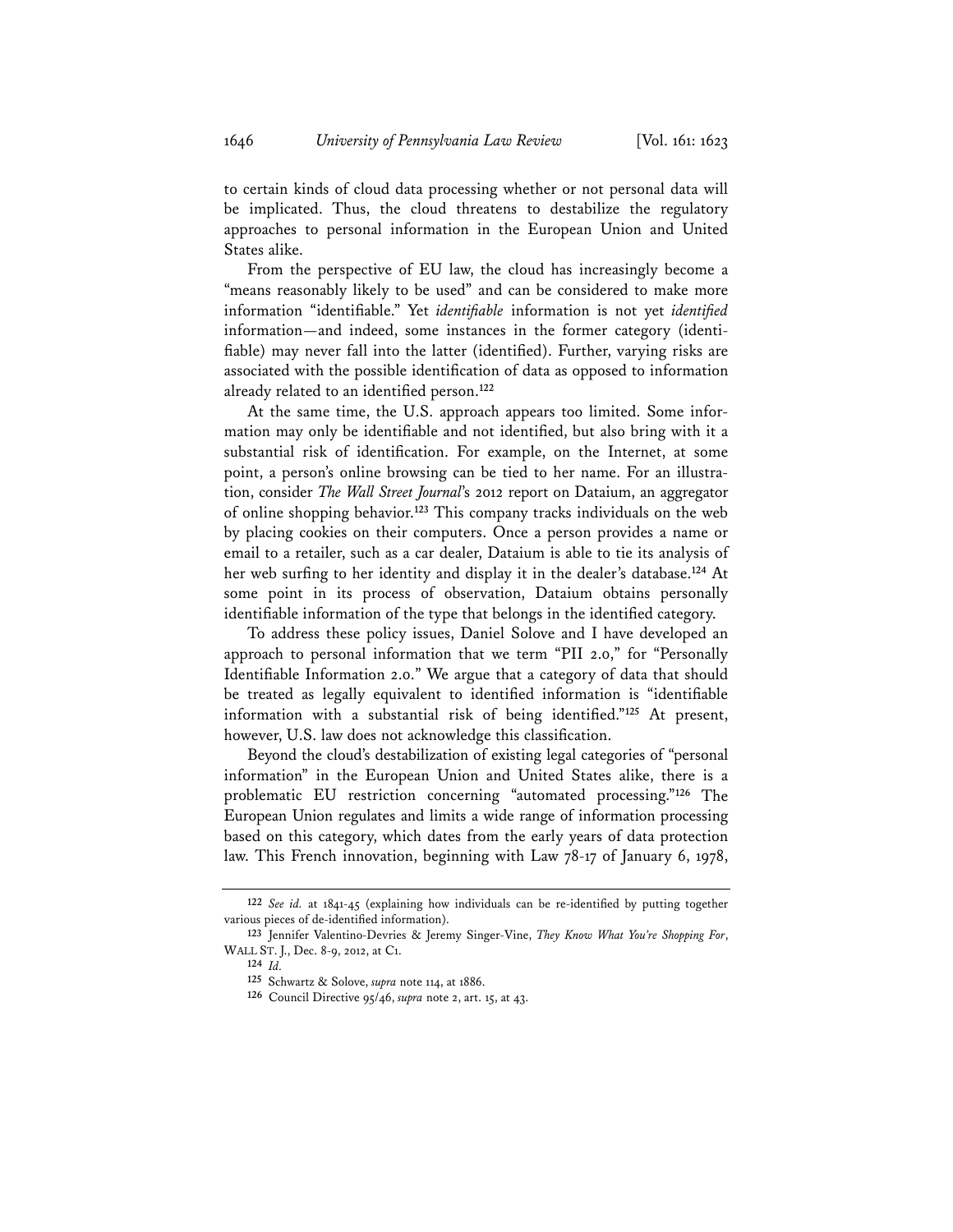to certain kinds of cloud data processing whether or not personal data will be implicated. Thus, the cloud threatens to destabilize the regulatory approaches to personal information in the European Union and United States alike.

From the perspective of EU law, the cloud has increasingly become a "means reasonably likely to be used" and can be considered to make more information "identifiable." Yet *identifiable* information is not yet *identified* information—and indeed, some instances in the former category (identifiable) may never fall into the latter (identified). Further, varying risks are associated with the possible identification of data as opposed to information already related to an identified person.[122]

At the same time, the U.S. approach appears too limited. Some information may only be identifiable and not identified, but also bring with it a substantial risk of identification. For example, on the Internet, at some point, a person's online browsing can be tied to her name. For an illustration, consider *The Wall Street Journal*'s 2012 report on Dataium, an aggregator of online shopping behavior.[123] This company tracks individuals on the web by placing cookies on their computers. Once a person provides a name or email to a retailer, such as a car dealer, Dataium is able to tie its analysis of her web surfing to her identity and display it in the dealer's database.[124] At some point in its process of observation, Dataium obtains personally identifiable information of the type that belongs in the identified category.

To address these policy issues, Daniel Solove and I have developed an approach to personal information that we term "PII 2.0," for "Personally Identifiable Information 2.0." We argue that a category of data that should be treated as legally equivalent to identified information is "identifiable information with a substantial risk of being identified."[125] At present, however, U.S. law does not acknowledge this classification.

Beyond the cloud's destabilization of existing legal categories of "personal information" in the European Union and United States alike, there is a problematic EU restriction concerning "automated processing."[126] The European Union regulates and limits a wide range of information processing based on this category, which dates from the early years of data protection law. This French innovation, beginning with Law 78-17 of January 6, 1978,

---

[122] *See id.* at 1841-45 (explaining how individuals can be re-identified by putting together various pieces of de-identified information).

[123] Jennifer Valentino-Devries & Jeremy Singer-Vine, *They Know What You're Shopping For*, WALL ST. J., Dec. 8-9, 2012, at C1.

[124] *Id.*

[125] Schwartz & Solove, *supra* note 114, at 1886.

[126] Council Directive 95/46, *supra* note 2, art. 15, at 43.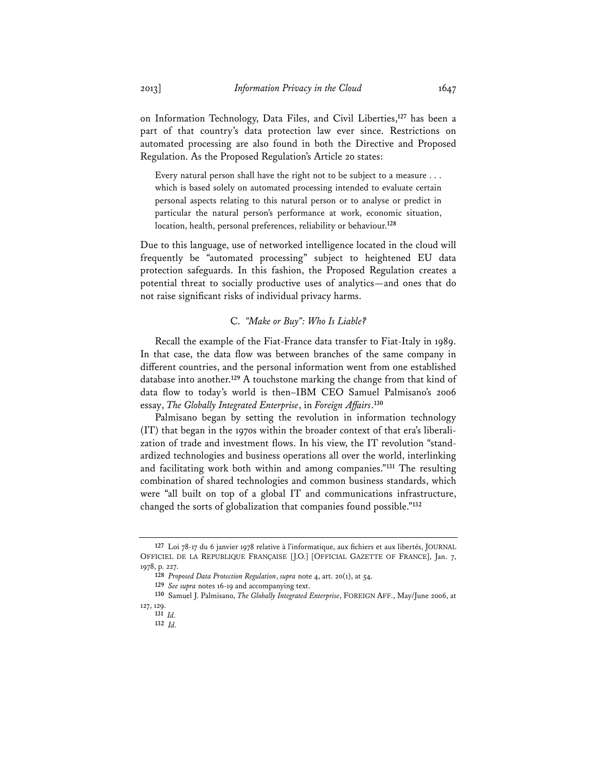on Information Technology, Data Files, and Civil Liberties,[127] has been a part of that country's data protection law ever since. Restrictions on automated processing are also found in both the Directive and Proposed Regulation. As the Proposed Regulation's Article 20 states:

> Every natural person shall have the right not to be subject to a measure . . . which is based solely on automated processing intended to evaluate certain personal aspects relating to this natural person or to analyse or predict in particular the natural person's performance at work, economic situation, location, health, personal preferences, reliability or behaviour.[128]

Due to this language, use of networked intelligence located in the cloud will frequently be "automated processing" subject to heightened EU data protection safeguards. In this fashion, the Proposed Regulation creates a potential threat to socially productive uses of analytics—and ones that do not raise significant risks of individual privacy harms.

### C. *"Make or Buy": Who Is Liable?*

Recall the example of the Fiat-France data transfer to Fiat-Italy in 1989. In that case, the data flow was between branches of the same company in different countries, and the personal information went from one established database into another.[129] A touchstone marking the change from that kind of data flow to today's world is then–IBM CEO Samuel Palmisano's 2006 essay, *The Globally Integrated Enterprise*, in *Foreign Affairs*.[130]

Palmisano began by setting the revolution in information technology (IT) that began in the 1970s within the broader context of that era's liberalization of trade and investment flows. In his view, the IT revolution "standardized technologies and business operations all over the world, interlinking and facilitating work both within and among companies."[131] The resulting combination of shared technologies and common business standards, which were "all built on top of a global IT and communications infrastructure, changed the sorts of globalization that companies found possible."[132]

---

127 Loi 78-17 du 6 janvier 1978 relative à l'informatique, aux fichiers et aux libertés, JOURNAL OFFICIEL DE LA REPUBLIQUE FRANÇAISE [J.O.] [OFFICIAL GAZETTE OF FRANCE], Jan. 7, 1978, p. 227.

128 *Proposed Data Protection Regulation*, *supra* note 4, art. 20(1), at 54.

129 *See supra* notes 16-19 and accompanying text.

130 Samuel J. Palmisano, *The Globally Integrated Enterprise*, FOREIGN AFF., May/June 2006, at 127, 129.

131 *Id.*

132 *Id.*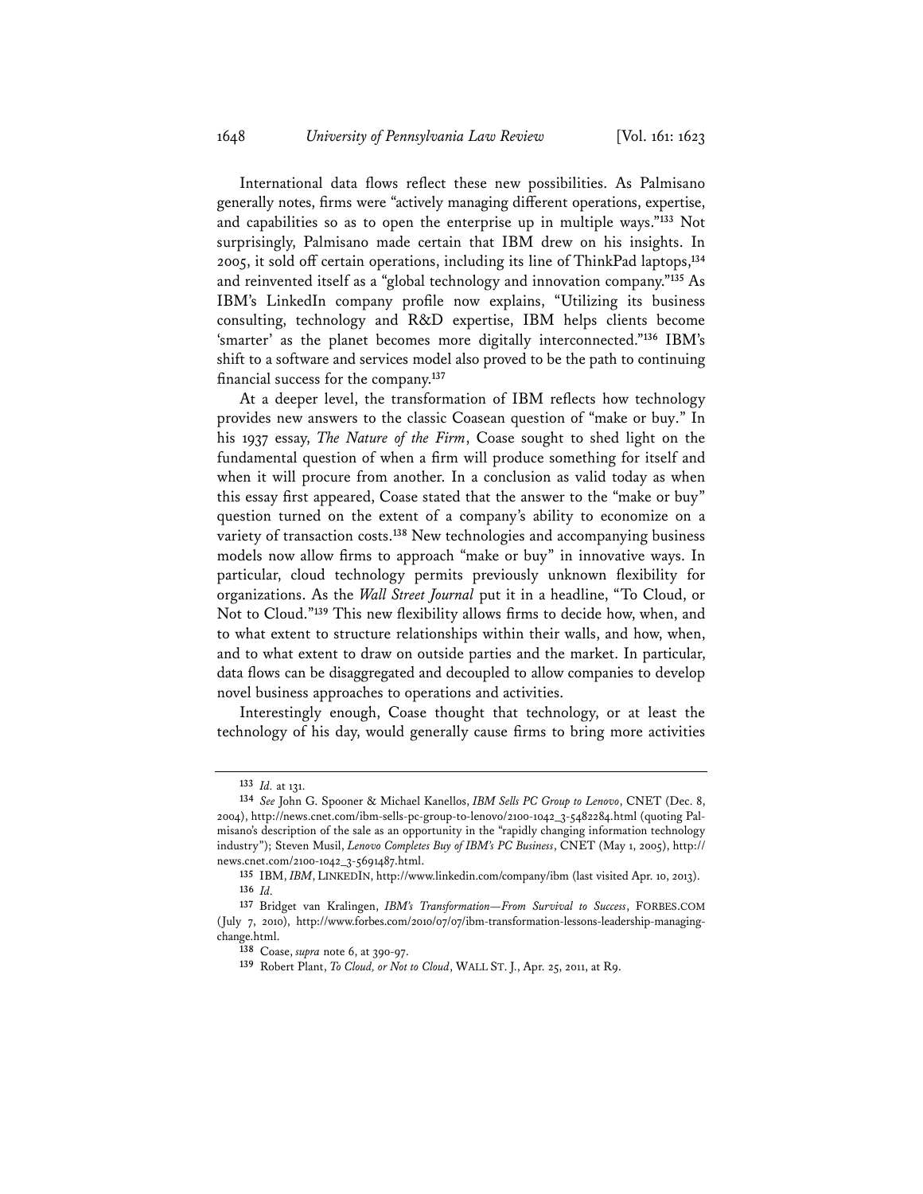International data flows reflect these new possibilities. As Palmisano generally notes, firms were "actively managing different operations, expertise, and capabilities so as to open the enterprise up in multiple ways."[133] Not surprisingly, Palmisano made certain that IBM drew on his insights. In 2005, it sold off certain operations, including its line of ThinkPad laptops,[134] and reinvented itself as a "global technology and innovation company."[135] As IBM's LinkedIn company profile now explains, "Utilizing its business consulting, technology and R&D expertise, IBM helps clients become 'smarter' as the planet becomes more digitally interconnected."[136] IBM's shift to a software and services model also proved to be the path to continuing financial success for the company.[137]

At a deeper level, the transformation of IBM reflects how technology provides new answers to the classic Coasean question of "make or buy." In his 1937 essay, *The Nature of the Firm*, Coase sought to shed light on the fundamental question of when a firm will produce something for itself and when it will procure from another. In a conclusion as valid today as when this essay first appeared, Coase stated that the answer to the "make or buy" question turned on the extent of a company's ability to economize on a variety of transaction costs.[138] New technologies and accompanying business models now allow firms to approach "make or buy" in innovative ways. In particular, cloud technology permits previously unknown flexibility for organizations. As the *Wall Street Journal* put it in a headline, "To Cloud, or Not to Cloud."[139] This new flexibility allows firms to decide how, when, and to what extent to structure relationships within their walls, and how, when, and to what extent to draw on outside parties and the market. In particular, data flows can be disaggregated and decoupled to allow companies to develop novel business approaches to operations and activities.

Interestingly enough, Coase thought that technology, or at least the technology of his day, would generally cause firms to bring more activities

---

[133] *Id.* at 131.

[134] *See* John G. Spooner & Michael Kanellos, *IBM Sells PC Group to Lenovo*, CNET (Dec. 8, 2004), http://news.cnet.com/ibm-sells-pc-group-to-lenovo/2100-1042_3-5482284.html (quoting Palmisano's description of the sale as an opportunity in the "rapidly changing information technology industry"); Steven Musil, *Lenovo Completes Buy of IBM's PC Business*, CNET (May 1, 2005), http://news.cnet.com/2100-1042_3-5691487.html.

[135] IBM, *IBM*, LINKEDIN, http://www.linkedin.com/company/ibm (last visited Apr. 10, 2013).

[136] *Id.*

[137] Bridget van Kralingen, *IBM's Transformation—From Survival to Success*, FORBES.COM (July 7, 2010), http://www.forbes.com/2010/07/07/ibm-transformation-lessons-leadership-managing-change.html.

[138] Coase, *supra* note 6, at 390-97.

[139] Robert Plant, *To Cloud, or Not to Cloud*, WALL ST. J., Apr. 25, 2011, at R9.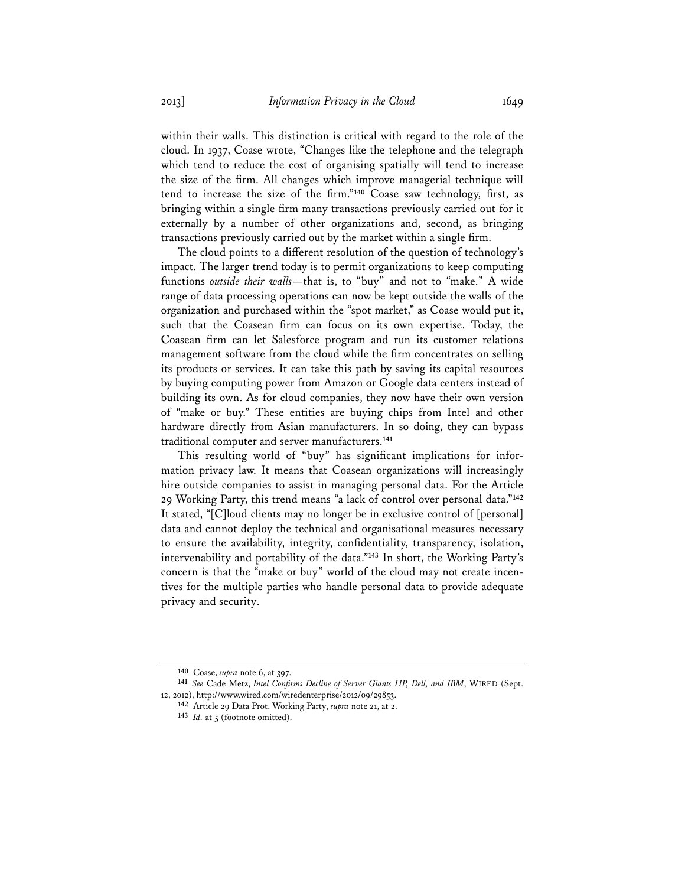within their walls. This distinction is critical with regard to the role of the cloud. In 1937, Coase wrote, "Changes like the telephone and the telegraph which tend to reduce the cost of organising spatially will tend to increase the size of the firm. All changes which improve managerial technique will tend to increase the size of the firm."[140] Coase saw technology, first, as bringing within a single firm many transactions previously carried out for it externally by a number of other organizations and, second, as bringing transactions previously carried out by the market within a single firm.

The cloud points to a different resolution of the question of technology's impact. The larger trend today is to permit organizations to keep computing functions *outside their walls*—that is, to "buy" and not to "make." A wide range of data processing operations can now be kept outside the walls of the organization and purchased within the "spot market," as Coase would put it, such that the Coasean firm can focus on its own expertise. Today, the Coasean firm can let Salesforce program and run its customer relations management software from the cloud while the firm concentrates on selling its products or services. It can take this path by saving its capital resources by buying computing power from Amazon or Google data centers instead of building its own. As for cloud companies, they now have their own version of "make or buy." These entities are buying chips from Intel and other hardware directly from Asian manufacturers. In so doing, they can bypass traditional computer and server manufacturers.[141]

This resulting world of "buy" has significant implications for information privacy law. It means that Coasean organizations will increasingly hire outside companies to assist in managing personal data. For the Article 29 Working Party, this trend means "a lack of control over personal data."[142] It stated, "[C]loud clients may no longer be in exclusive control of [personal] data and cannot deploy the technical and organisational measures necessary to ensure the availability, integrity, confidentiality, transparency, isolation, intervenability and portability of the data."[143] In short, the Working Party's concern is that the "make or buy" world of the cloud may not create incentives for the multiple parties who handle personal data to provide adequate privacy and security.

---

140 Coase, *supra* note 6, at 397.

141 *See* Cade Metz, *Intel Confirms Decline of Server Giants HP, Dell, and IBM*, WIRED (Sept. 12, 2012), http://www.wired.com/wiredenterprise/2012/09/29853.

142 Article 29 Data Prot. Working Party, *supra* note 21, at 2.

143 *Id.* at 5 (footnote omitted).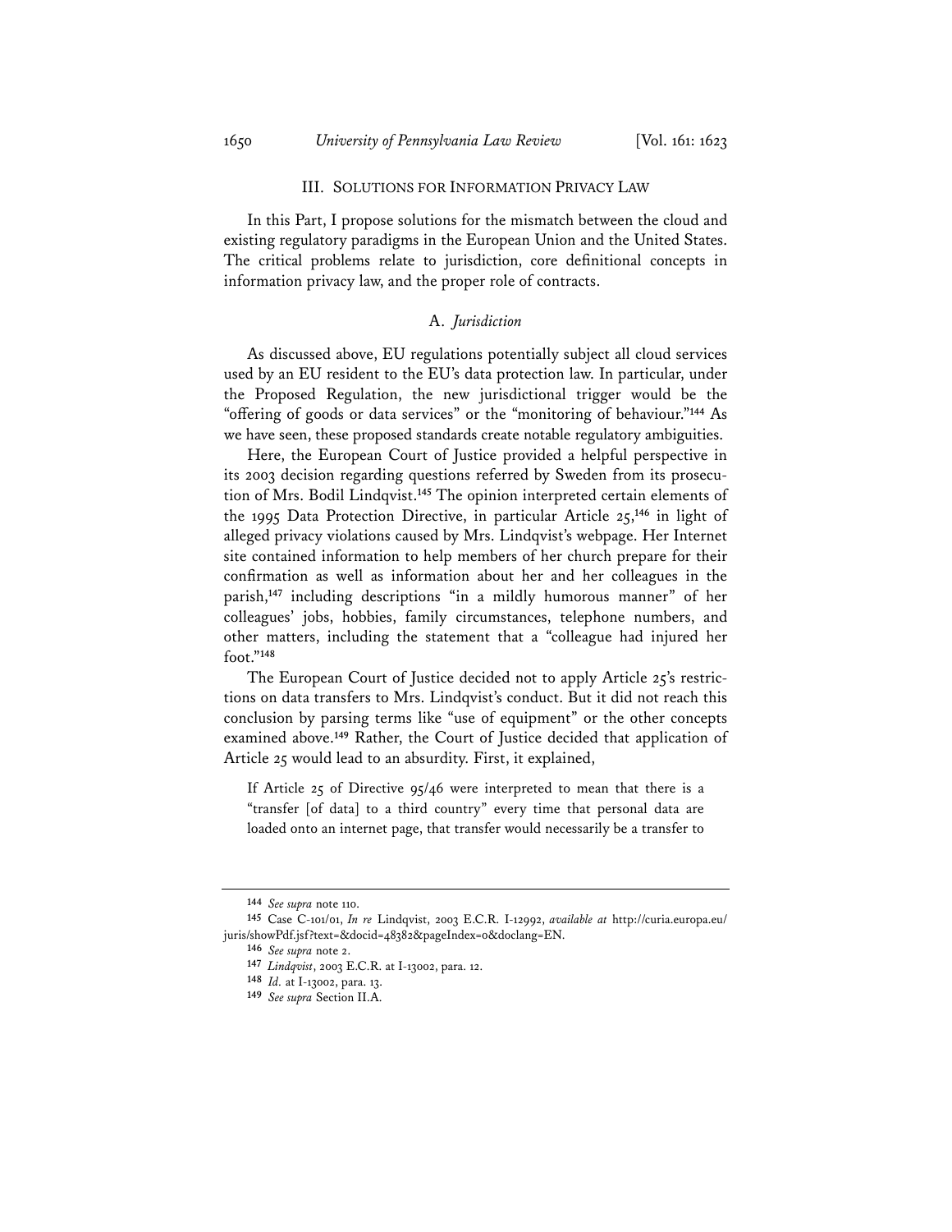## III. SOLUTIONS FOR INFORMATION PRIVACY LAW

In this Part, I propose solutions for the mismatch between the cloud and existing regulatory paradigms in the European Union and the United States. The critical problems relate to jurisdiction, core definitional concepts in information privacy law, and the proper role of contracts.

### A. *Jurisdiction*

As discussed above, EU regulations potentially subject all cloud services used by an EU resident to the EU's data protection law. In particular, under the Proposed Regulation, the new jurisdictional trigger would be the "offering of goods or data services" or the "monitoring of behaviour."[144] As we have seen, these proposed standards create notable regulatory ambiguities.

Here, the European Court of Justice provided a helpful perspective in its 2003 decision regarding questions referred by Sweden from its prosecution of Mrs. Bodil Lindqvist.[145] The opinion interpreted certain elements of the 1995 Data Protection Directive, in particular Article 25,[146] in light of alleged privacy violations caused by Mrs. Lindqvist's webpage. Her Internet site contained information to help members of her church prepare for their confirmation as well as information about her and her colleagues in the parish,[147] including descriptions "in a mildly humorous manner" of her colleagues' jobs, hobbies, family circumstances, telephone numbers, and other matters, including the statement that a "colleague had injured her foot."[148]

The European Court of Justice decided not to apply Article 25's restrictions on data transfers to Mrs. Lindqvist's conduct. But it did not reach this conclusion by parsing terms like "use of equipment" or the other concepts examined above.[149] Rather, the Court of Justice decided that application of Article 25 would lead to an absurdity. First, it explained,

> If Article 25 of Directive 95/46 were interpreted to mean that there is a "transfer [of data] to a third country" every time that personal data are loaded onto an internet page, that transfer would necessarily be a transfer to

---

144 *See supra* note 110.

145 Case C-101/01, *In re* Lindqvist, 2003 E.C.R. I-12992, *available at* http://curia.europa.eu/juris/showPdf.jsf?text=&docid=48382&pageIndex=0&doclang=EN.

146 *See supra* note 2.

147 *Lindqvist*, 2003 E.C.R. at I-13002, para. 12.

148 *Id.* at I-13002, para. 13.

149 *See supra* Section II.A.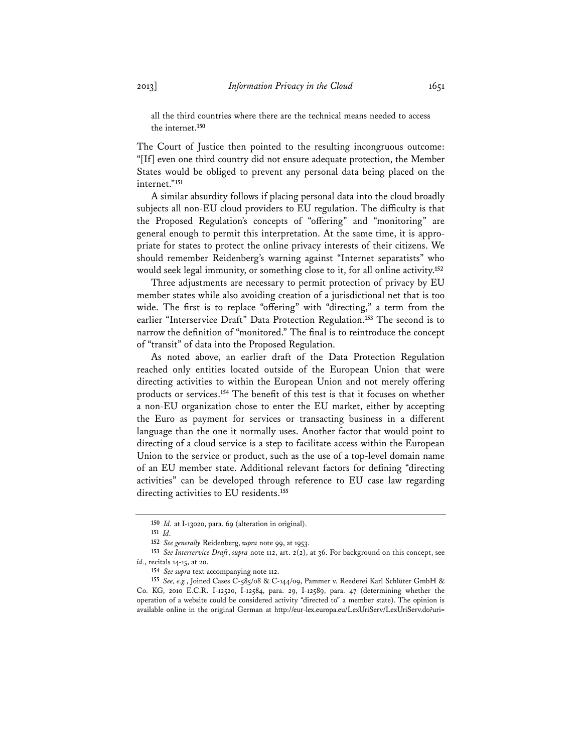all the third countries where there are the technical means needed to access the internet.[150]

The Court of Justice then pointed to the resulting incongruous outcome: "[If] even one third country did not ensure adequate protection, the Member States would be obliged to prevent any personal data being placed on the internet."[151]

A similar absurdity follows if placing personal data into the cloud broadly subjects all non-EU cloud providers to EU regulation. The difficulty is that the Proposed Regulation's concepts of "offering" and "monitoring" are general enough to permit this interpretation. At the same time, it is appropriate for states to protect the online privacy interests of their citizens. We should remember Reidenberg's warning against "Internet separatists" who would seek legal immunity, or something close to it, for all online activity.[152]

Three adjustments are necessary to permit protection of privacy by EU member states while also avoiding creation of a jurisdictional net that is too wide. The first is to replace "offering" with "directing," a term from the earlier "Interservice Draft" Data Protection Regulation.[153] The second is to narrow the definition of "monitored." The final is to reintroduce the concept of "transit" of data into the Proposed Regulation.

As noted above, an earlier draft of the Data Protection Regulation reached only entities located outside of the European Union that were directing activities to within the European Union and not merely offering products or services.[154] The benefit of this test is that it focuses on whether a non-EU organization chose to enter the EU market, either by accepting the Euro as payment for services or transacting business in a different language than the one it normally uses. Another factor that would point to directing of a cloud service is a step to facilitate access within the European Union to the service or product, such as the use of a top-level domain name of an EU member state. Additional relevant factors for defining "directing activities" can be developed through reference to EU case law regarding directing activities to EU residents.[155]

---

[150] *Id.* at I-13020, para. 69 (alteration in original).

[151] *Id.*

[152] *See generally* Reidenberg, *supra* note 99, at 1953.

[153] *See Interservice Draft*, *supra* note 112, art. 2(2), at 36. For background on this concept, see *id.*, recitals 14-15, at 20.

[154] *See supra* text accompanying note 112.

[155] *See, e.g.*, Joined Cases C-585/08 & C-144/09, Pammer v. Reederei Karl Schlüter GmbH & Co. KG, 2010 E.C.R. I-12520, I-12584, para. 29, I-12589, para. 47 (determining whether the operation of a website could be considered activity "directed to" a member state). The opinion is available online in the original German at http://eur-lex.europa.eu/LexUriServ/LexUriServ.do?uri=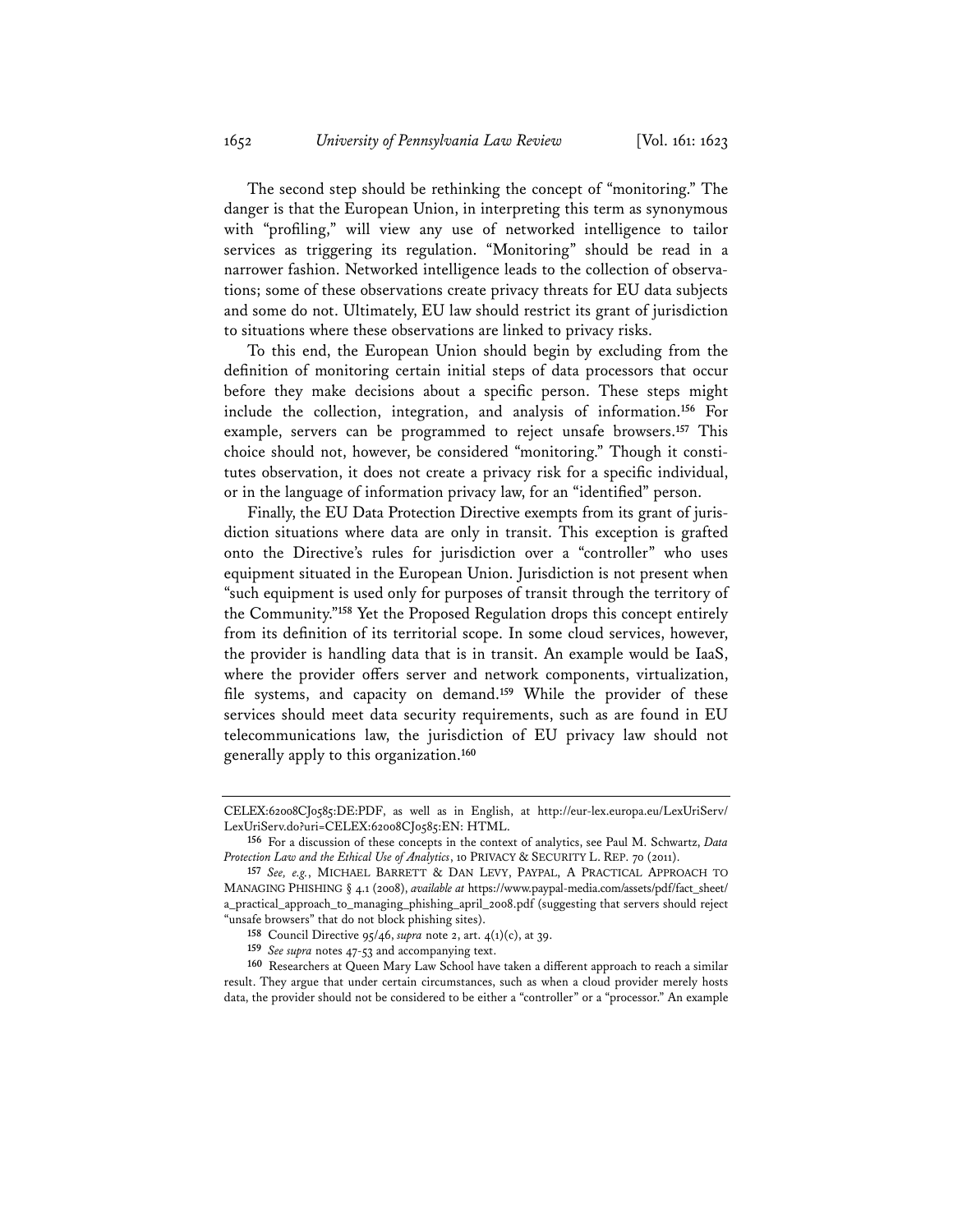The second step should be rethinking the concept of "monitoring." The danger is that the European Union, in interpreting this term as synonymous with "profiling," will view any use of networked intelligence to tailor services as triggering its regulation. "Monitoring" should be read in a narrower fashion. Networked intelligence leads to the collection of observations; some of these observations create privacy threats for EU data subjects and some do not. Ultimately, EU law should restrict its grant of jurisdiction to situations where these observations are linked to privacy risks.

To this end, the European Union should begin by excluding from the definition of monitoring certain initial steps of data processors that occur before they make decisions about a specific person. These steps might include the collection, integration, and analysis of information.[156] For example, servers can be programmed to reject unsafe browsers.[157] This choice should not, however, be considered "monitoring." Though it constitutes observation, it does not create a privacy risk for a specific individual, or in the language of information privacy law, for an "identified" person.

Finally, the EU Data Protection Directive exempts from its grant of jurisdiction situations where data are only in transit. This exception is grafted onto the Directive's rules for jurisdiction over a "controller" who uses equipment situated in the European Union. Jurisdiction is not present when "such equipment is used only for purposes of transit through the territory of the Community."[158] Yet the Proposed Regulation drops this concept entirely from its definition of its territorial scope. In some cloud services, however, the provider is handling data that is in transit. An example would be IaaS, where the provider offers server and network components, virtualization, file systems, and capacity on demand.[159] While the provider of these services should meet data security requirements, such as are found in EU telecommunications law, the jurisdiction of EU privacy law should not generally apply to this organization.[160]

---

CELEX:62008CJ0585:DE:PDF, as well as in English, at http://eur-lex.europa.eu/LexUriServ/LexUriServ.do?uri=CELEX:62008CJ0585:EN: HTML.

156 For a discussion of these concepts in the context of analytics, see Paul M. Schwartz, *Data Protection Law and the Ethical Use of Analytics*, 10 PRIVACY & SECURITY L. REP. 70 (2011).

157 *See, e.g.*, MICHAEL BARRETT & DAN LEVY, PAYPAL, A PRACTICAL APPROACH TO MANAGING PHISHING § 4.1 (2008), *available at* https://www.paypal-media.com/assets/pdf/fact_sheet/a_practical_approach_to_managing_phishing_april_2008.pdf (suggesting that servers should reject "unsafe browsers" that do not block phishing sites).

158 Council Directive 95/46, *supra* note 2, art. 4(1)(c), at 39.

159 *See supra* notes 47-53 and accompanying text.

160 Researchers at Queen Mary Law School have taken a different approach to reach a similar result. They argue that under certain circumstances, such as when a cloud provider merely hosts data, the provider should not be considered to be either a "controller" or a "processor." An example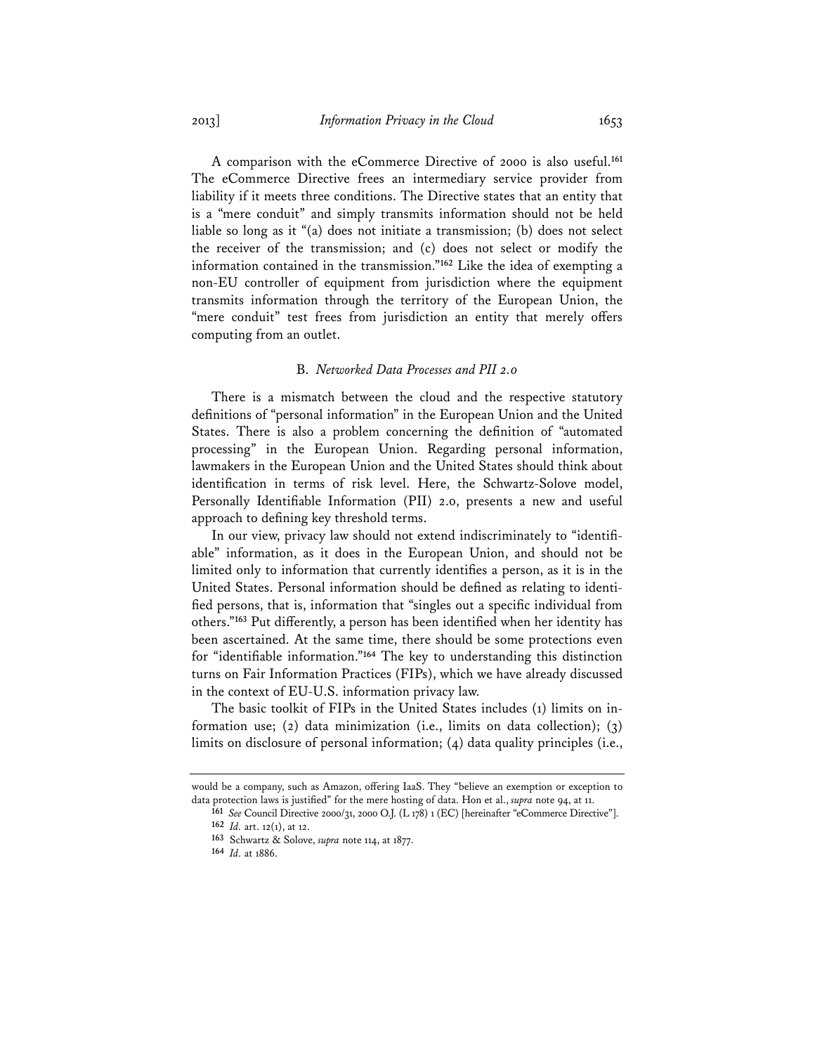A comparison with the eCommerce Directive of 2000 is also useful.[161] The eCommerce Directive frees an intermediary service provider from liability if it meets three conditions. The Directive states that an entity that is a "mere conduit" and simply transmits information should not be held liable so long as it "(a) does not initiate a transmission; (b) does not select the receiver of the transmission; and (c) does not select or modify the information contained in the transmission."[162] Like the idea of exempting a non-EU controller of equipment from jurisdiction where the equipment transmits information through the territory of the European Union, the "mere conduit" test frees from jurisdiction an entity that merely offers computing from an outlet.

### B. *Networked Data Processes and PII 2.0*

There is a mismatch between the cloud and the respective statutory definitions of "personal information" in the European Union and the United States. There is also a problem concerning the definition of "automated processing" in the European Union. Regarding personal information, lawmakers in the European Union and the United States should think about identification in terms of risk level. Here, the Schwartz-Solove model, Personally Identifiable Information (PII) 2.0, presents a new and useful approach to defining key threshold terms.

In our view, privacy law should not extend indiscriminately to "identifiable" information, as it does in the European Union, and should not be limited only to information that currently identifies a person, as it is in the United States. Personal information should be defined as relating to identified persons, that is, information that "singles out a specific individual from others."[163] Put differently, a person has been identified when her identity has been ascertained. At the same time, there should be some protections even for "identifiable information."[164] The key to understanding this distinction turns on Fair Information Practices (FIPs), which we have already discussed in the context of EU-U.S. information privacy law.

The basic toolkit of FIPs in the United States includes (1) limits on information use; (2) data minimization (i.e., limits on data collection); (3) limits on disclosure of personal information; (4) data quality principles (i.e.,

---

would be a company, such as Amazon, offering IaaS. They "believe an exemption or exception to data protection laws is justified" for the mere hosting of data. Hon et al., *supra* note 94, at 11.

161 *See* Council Directive 2000/31, 2000 O.J. (L 178) 1 (EC) [hereinafter "eCommerce Directive"].

162 *Id.* art. 12(1), at 12.

163 Schwartz & Solove, *supra* note 114, at 1877.

164 *Id.* at 1886.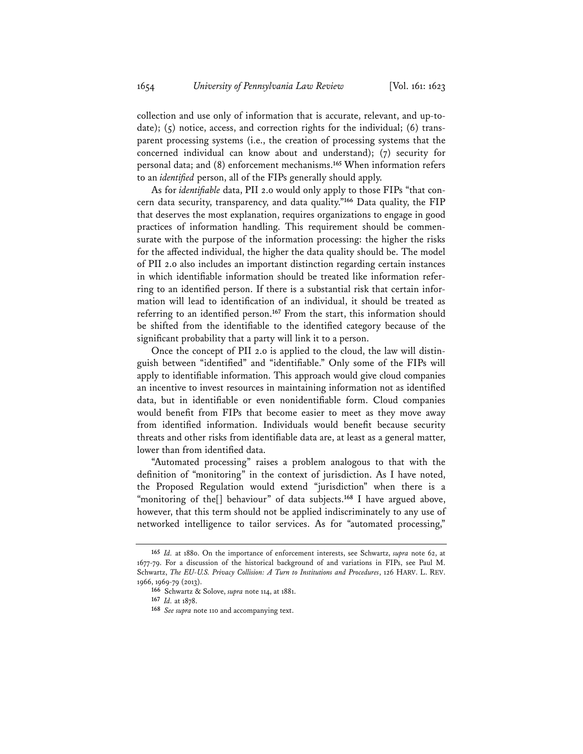collection and use only of information that is accurate, relevant, and up-to-date); (5) notice, access, and correction rights for the individual; (6) transparent processing systems (i.e., the creation of processing systems that the concerned individual can know about and understand); (7) security for personal data; and (8) enforcement mechanisms.[165] When information refers to an *identified* person, all of the FIPs generally should apply.

As for *identifiable* data, PII 2.0 would only apply to those FIPs "that concern data security, transparency, and data quality."[166] Data quality, the FIP that deserves the most explanation, requires organizations to engage in good practices of information handling. This requirement should be commensurate with the purpose of the information processing: the higher the risks for the affected individual, the higher the data quality should be. The model of PII 2.0 also includes an important distinction regarding certain instances in which identifiable information should be treated like information referring to an identified person. If there is a substantial risk that certain information will lead to identification of an individual, it should be treated as referring to an identified person.[167] From the start, this information should be shifted from the identifiable to the identified category because of the significant probability that a party will link it to a person.

Once the concept of PII 2.0 is applied to the cloud, the law will distinguish between "identified" and "identifiable." Only some of the FIPs will apply to identifiable information. This approach would give cloud companies an incentive to invest resources in maintaining information not as identified data, but in identifiable or even nonidentifiable form. Cloud companies would benefit from FIPs that become easier to meet as they move away from identified information. Individuals would benefit because security threats and other risks from identifiable data are, at least as a general matter, lower than from identified data.

"Automated processing" raises a problem analogous to that with the definition of "monitoring" in the context of jurisdiction. As I have noted, the Proposed Regulation would extend "jurisdiction" when there is a "monitoring of the[] behaviour" of data subjects.[168] I have argued above, however, that this term should not be applied indiscriminately to any use of networked intelligence to tailor services. As for "automated processing,"

---

[165] *Id.* at 1880. On the importance of enforcement interests, see Schwartz, *supra* note 62, at 1677-79. For a discussion of the historical background of and variations in FIPs, see Paul M. Schwartz, *The EU-U.S. Privacy Collision: A Turn to Institutions and Procedures*, 126 HARV. L. REV. 1966, 1969-79 (2013).

[166] Schwartz & Solove, *supra* note 114, at 1881.

[167] *Id.* at 1878.

[168] *See supra* note 110 and accompanying text.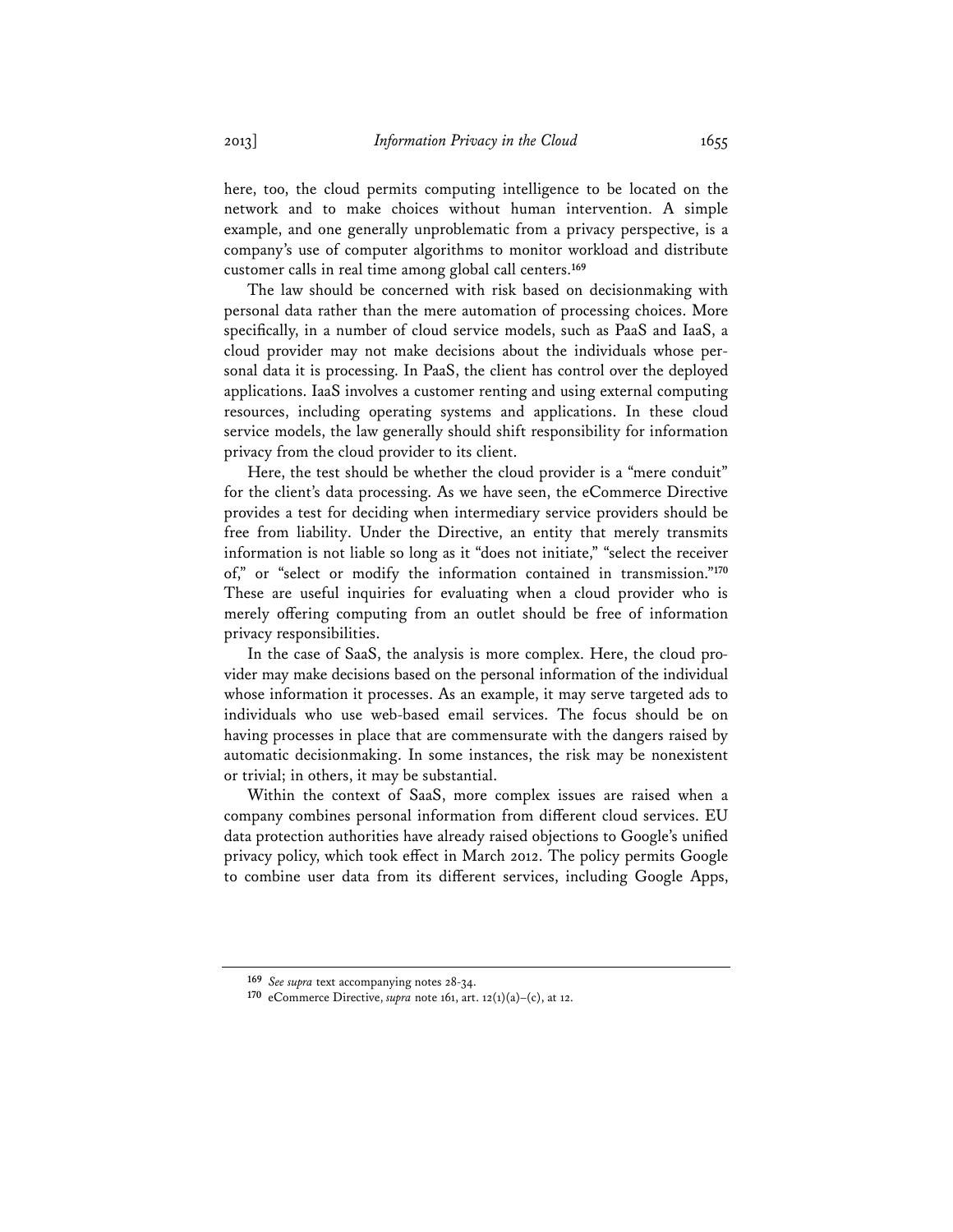here, too, the cloud permits computing intelligence to be located on the network and to make choices without human intervention. A simple example, and one generally unproblematic from a privacy perspective, is a company's use of computer algorithms to monitor workload and distribute customer calls in real time among global call centers.[169]

The law should be concerned with risk based on decisionmaking with personal data rather than the mere automation of processing choices. More specifically, in a number of cloud service models, such as PaaS and IaaS, a cloud provider may not make decisions about the individuals whose personal data it is processing. In PaaS, the client has control over the deployed applications. IaaS involves a customer renting and using external computing resources, including operating systems and applications. In these cloud service models, the law generally should shift responsibility for information privacy from the cloud provider to its client.

Here, the test should be whether the cloud provider is a "mere conduit" for the client's data processing. As we have seen, the eCommerce Directive provides a test for deciding when intermediary service providers should be free from liability. Under the Directive, an entity that merely transmits information is not liable so long as it "does not initiate," "select the receiver of," or "select or modify the information contained in transmission."[170] These are useful inquiries for evaluating when a cloud provider who is merely offering computing from an outlet should be free of information privacy responsibilities.

In the case of SaaS, the analysis is more complex. Here, the cloud provider may make decisions based on the personal information of the individual whose information it processes. As an example, it may serve targeted ads to individuals who use web-based email services. The focus should be on having processes in place that are commensurate with the dangers raised by automatic decisionmaking. In some instances, the risk may be nonexistent or trivial; in others, it may be substantial.

Within the context of SaaS, more complex issues are raised when a company combines personal information from different cloud services. EU data protection authorities have already raised objections to Google's unified privacy policy, which took effect in March 2012. The policy permits Google to combine user data from its different services, including Google Apps,

---

[169] *See supra* text accompanying notes 28-34.

[170] eCommerce Directive, *supra* note 161, art. 12(1)(a)–(c), at 12.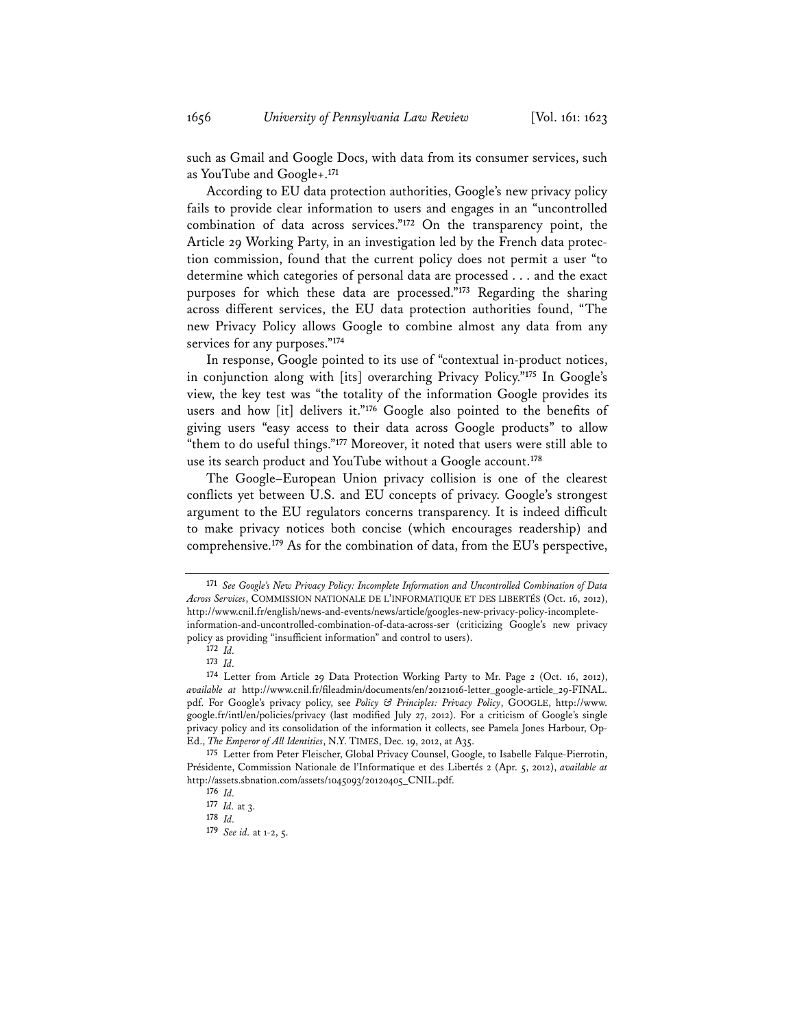such as Gmail and Google Docs, with data from its consumer services, such as YouTube and Google+.[171]

According to EU data protection authorities, Google's new privacy policy fails to provide clear information to users and engages in an "uncontrolled combination of data across services."[172] On the transparency point, the Article 29 Working Party, in an investigation led by the French data protection commission, found that the current policy does not permit a user "to determine which categories of personal data are processed . . . and the exact purposes for which these data are processed."[173] Regarding the sharing across different services, the EU data protection authorities found, "The new Privacy Policy allows Google to combine almost any data from any services for any purposes."[174]

In response, Google pointed to its use of "contextual in-product notices, in conjunction along with [its] overarching Privacy Policy."[175] In Google's view, the key test was "the totality of the information Google provides its users and how [it] delivers it."[176] Google also pointed to the benefits of giving users "easy access to their data across Google products" to allow "them to do useful things."[177] Moreover, it noted that users were still able to use its search product and YouTube without a Google account.[178]

The Google–European Union privacy collision is one of the clearest conflicts yet between U.S. and EU concepts of privacy. Google's strongest argument to the EU regulators concerns transparency. It is indeed difficult to make privacy notices both concise (which encourages readership) and comprehensive.[179] As for the combination of data, from the EU's perspective,

---

[171] *See Google's New Privacy Policy: Incomplete Information and Uncontrolled Combination of Data Across Services*, COMMISSION NATIONALE DE L'INFORMATIQUE ET DES LIBERTÉS (Oct. 16, 2012), http://www.cnil.fr/english/news-and-events/news/article/googles-new-privacy-policy-incomplete-information-and-uncontrolled-combination-of-data-across-ser (criticizing Google's new privacy policy as providing "insufficient information" and control to users).

[172] *Id.*

[173] *Id.*

[174] Letter from Article 29 Data Protection Working Party to Mr. Page 2 (Oct. 16, 2012), *available at* http://www.cnil.fr/fileadmin/documents/en/20121016-letter_google-article_29-FINAL.pdf. For Google's privacy policy, see *Policy & Principles: Privacy Policy*, GOOGLE, http://www.google.fr/intl/en/policies/privacy (last modified July 27, 2012). For a criticism of Google's single privacy policy and its consolidation of the information it collects, see Pamela Jones Harbour, Op-Ed., *The Emperor of All Identities*, N.Y. TIMES, Dec. 19, 2012, at A35.

[175] Letter from Peter Fleischer, Global Privacy Counsel, Google, to Isabelle Falque-Pierrotin, Présidente, Commission Nationale de l'Informatique et des Libertés 2 (Apr. 5, 2012), *available at* http://assets.sbnation.com/assets/1045093/20120405_CNIL.pdf.

[176] *Id.*

[177] *Id.* at 3.

[178] *Id.*

[179] *See id.* at 1-2, 5.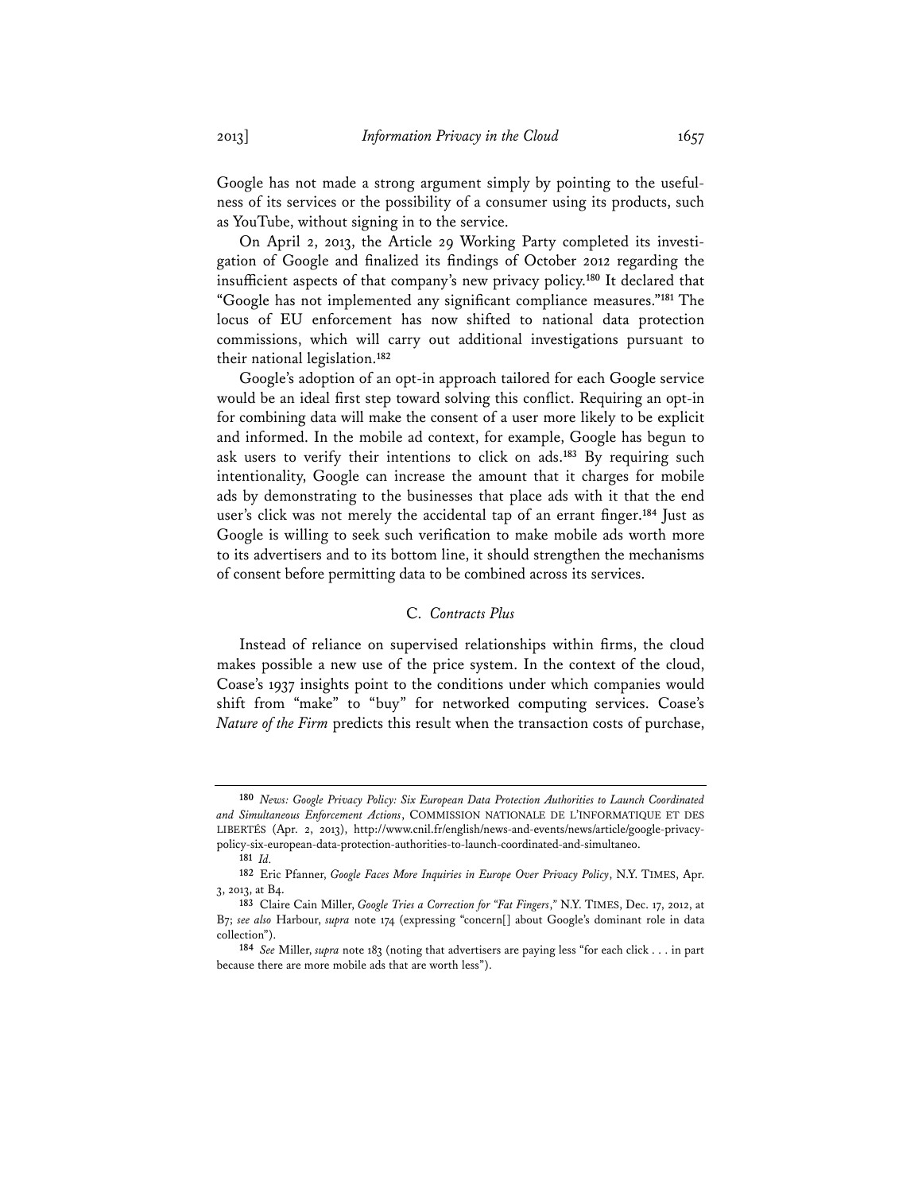Google has not made a strong argument simply by pointing to the usefulness of its services or the possibility of a consumer using its products, such as YouTube, without signing in to the service.

On April 2, 2013, the Article 29 Working Party completed its investigation of Google and finalized its findings of October 2012 regarding the insufficient aspects of that company's new privacy policy.[180] It declared that "Google has not implemented any significant compliance measures."[181] The locus of EU enforcement has now shifted to national data protection commissions, which will carry out additional investigations pursuant to their national legislation.[182]

Google's adoption of an opt-in approach tailored for each Google service would be an ideal first step toward solving this conflict. Requiring an opt-in for combining data will make the consent of a user more likely to be explicit and informed. In the mobile ad context, for example, Google has begun to ask users to verify their intentions to click on ads.[183] By requiring such intentionality, Google can increase the amount that it charges for mobile ads by demonstrating to the businesses that place ads with it that the end user's click was not merely the accidental tap of an errant finger.[184] Just as Google is willing to seek such verification to make mobile ads worth more to its advertisers and to its bottom line, it should strengthen the mechanisms of consent before permitting data to be combined across its services.

### C. *Contracts Plus*

Instead of reliance on supervised relationships within firms, the cloud makes possible a new use of the price system. In the context of the cloud, Coase's 1937 insights point to the conditions under which companies would shift from "make" to "buy" for networked computing services. Coase's *Nature of the Firm* predicts this result when the transaction costs of purchase,

---

[180] *News: Google Privacy Policy: Six European Data Protection Authorities to Launch Coordinated and Simultaneous Enforcement Actions*, COMMISSION NATIONALE DE L'INFORMATIQUE ET DES LIBERTÉS (Apr. 2, 2013), http://www.cnil.fr/english/news-and-events/news/article/google-privacy-policy-six-european-data-protection-authorities-to-launch-coordinated-and-simultaneo.

[181] *Id.*

[182] Eric Pfanner, *Google Faces More Inquiries in Europe Over Privacy Policy*, N.Y. TIMES, Apr. 3, 2013, at B4.

[183] Claire Cain Miller, *Google Tries a Correction for "Fat Fingers*,*"* N.Y. TIMES, Dec. 17, 2012, at B7; *see also* Harbour, *supra* note 174 (expressing "concern[] about Google's dominant role in data collection").

[184] *See* Miller, *supra* note 183 (noting that advertisers are paying less "for each click . . . in part because there are more mobile ads that are worth less").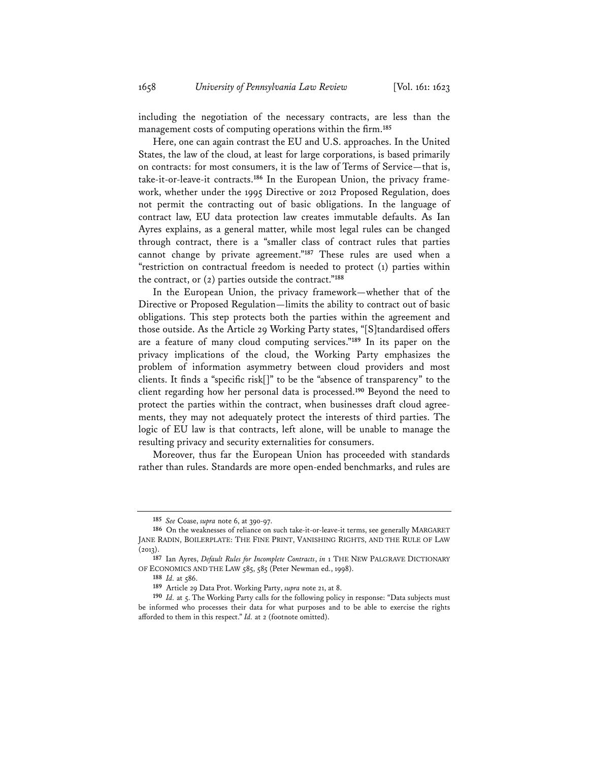including the negotiation of the necessary contracts, are less than the management costs of computing operations within the firm.[185]

Here, one can again contrast the EU and U.S. approaches. In the United States, the law of the cloud, at least for large corporations, is based primarily on contracts: for most consumers, it is the law of Terms of Service—that is, take-it-or-leave-it contracts.[186] In the European Union, the privacy framework, whether under the 1995 Directive or 2012 Proposed Regulation, does not permit the contracting out of basic obligations. In the language of contract law, EU data protection law creates immutable defaults. As Ian Ayres explains, as a general matter, while most legal rules can be changed through contract, there is a "smaller class of contract rules that parties cannot change by private agreement."[187] These rules are used when a "restriction on contractual freedom is needed to protect (1) parties within the contract, or (2) parties outside the contract."[188]

In the European Union, the privacy framework—whether that of the Directive or Proposed Regulation—limits the ability to contract out of basic obligations. This step protects both the parties within the agreement and those outside. As the Article 29 Working Party states, "[S]tandardised offers are a feature of many cloud computing services."[189] In its paper on the privacy implications of the cloud, the Working Party emphasizes the problem of information asymmetry between cloud providers and most clients. It finds a "specific risk[]" to be the "absence of transparency" to the client regarding how her personal data is processed.[190] Beyond the need to protect the parties within the contract, when businesses draft cloud agreements, they may not adequately protect the interests of third parties. The logic of EU law is that contracts, left alone, will be unable to manage the resulting privacy and security externalities for consumers.

Moreover, thus far the European Union has proceeded with standards rather than rules. Standards are more open-ended benchmarks, and rules are

---

[185] *See* Coase, *supra* note 6, at 390-97.

[186] On the weaknesses of reliance on such take-it-or-leave-it terms, see generally MARGARET JANE RADIN, BOILERPLATE: THE FINE PRINT, VANISHING RIGHTS, AND THE RULE OF LAW (2013).

[187] Ian Ayres, *Default Rules for Incomplete Contracts*, *in* 1 THE NEW PALGRAVE DICTIONARY OF ECONOMICS AND THE LAW 585, 585 (Peter Newman ed., 1998).

[188] *Id.* at 586.

[189] Article 29 Data Prot. Working Party, *supra* note 21, at 8.

[190] *Id.* at 5. The Working Party calls for the following policy in response: "Data subjects must be informed who processes their data for what purposes and to be able to exercise the rights afforded to them in this respect." *Id.* at 2 (footnote omitted).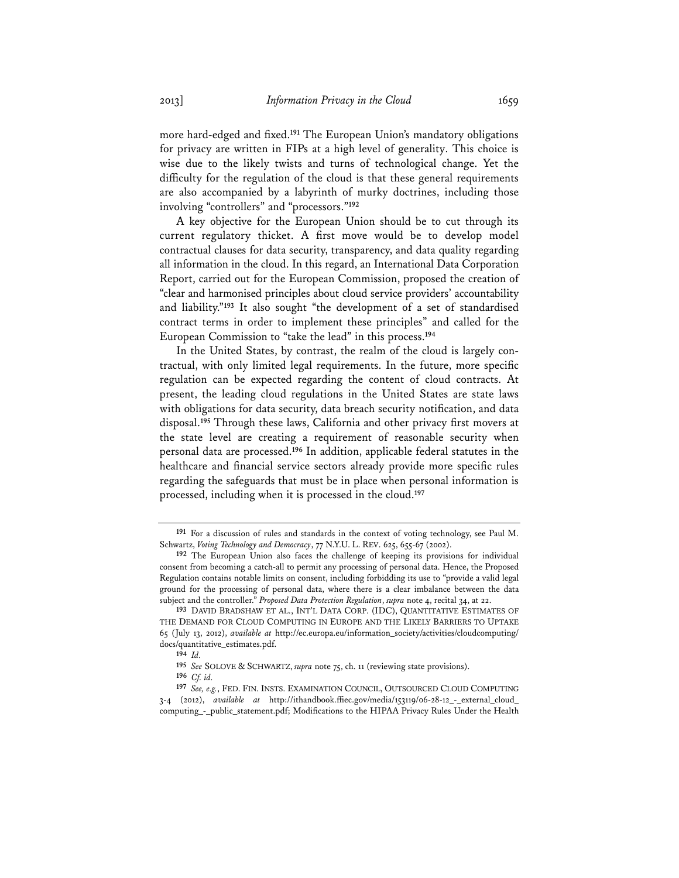more hard-edged and fixed.[191] The European Union's mandatory obligations for privacy are written in FIPs at a high level of generality. This choice is wise due to the likely twists and turns of technological change. Yet the difficulty for the regulation of the cloud is that these general requirements are also accompanied by a labyrinth of murky doctrines, including those involving "controllers" and "processors."[192]

A key objective for the European Union should be to cut through its current regulatory thicket. A first move would be to develop model contractual clauses for data security, transparency, and data quality regarding all information in the cloud. In this regard, an International Data Corporation Report, carried out for the European Commission, proposed the creation of "clear and harmonised principles about cloud service providers' accountability and liability."[193] It also sought "the development of a set of standardised contract terms in order to implement these principles" and called for the European Commission to "take the lead" in this process.[194]

In the United States, by contrast, the realm of the cloud is largely contractual, with only limited legal requirements. In the future, more specific regulation can be expected regarding the content of cloud contracts. At present, the leading cloud regulations in the United States are state laws with obligations for data security, data breach security notification, and data disposal.[195] Through these laws, California and other privacy first movers at the state level are creating a requirement of reasonable security when personal data are processed.[196] In addition, applicable federal statutes in the healthcare and financial service sectors already provide more specific rules regarding the safeguards that must be in place when personal information is processed, including when it is processed in the cloud.[197]

---

[191] For a discussion of rules and standards in the context of voting technology, see Paul M. Schwartz, *Voting Technology and Democracy*, 77 N.Y.U. L. REV. 625, 655-67 (2002).

[192] The European Union also faces the challenge of keeping its provisions for individual consent from becoming a catch-all to permit any processing of personal data. Hence, the Proposed Regulation contains notable limits on consent, including forbidding its use to "provide a valid legal ground for the processing of personal data, where there is a clear imbalance between the data subject and the controller." *Proposed Data Protection Regulation*, *supra* note 4, recital 34, at 22.

[193] DAVID BRADSHAW ET AL., INT'L DATA CORP. (IDC), QUANTITATIVE ESTIMATES OF THE DEMAND FOR CLOUD COMPUTING IN EUROPE AND THE LIKELY BARRIERS TO UPTAKE 65 (July 13, 2012), *available at* http://ec.europa.eu/information_society/activities/cloudcomputing/docs/quantitative_estimates.pdf.

[194] *Id.*

[195] *See* SOLOVE & SCHWARTZ, *supra* note 75, ch. 11 (reviewing state provisions).

[196] *Cf. id.*

[197] *See, e.g.*, FED. FIN. INSTS. EXAMINATION COUNCIL, OUTSOURCED CLOUD COMPUTING 3-4 (2012), *available at* http://ithandbook.ffiec.gov/media/153119/06-28-12_-_external_cloud_computing_-_public_statement.pdf; Modifications to the HIPAA Privacy Rules Under the Health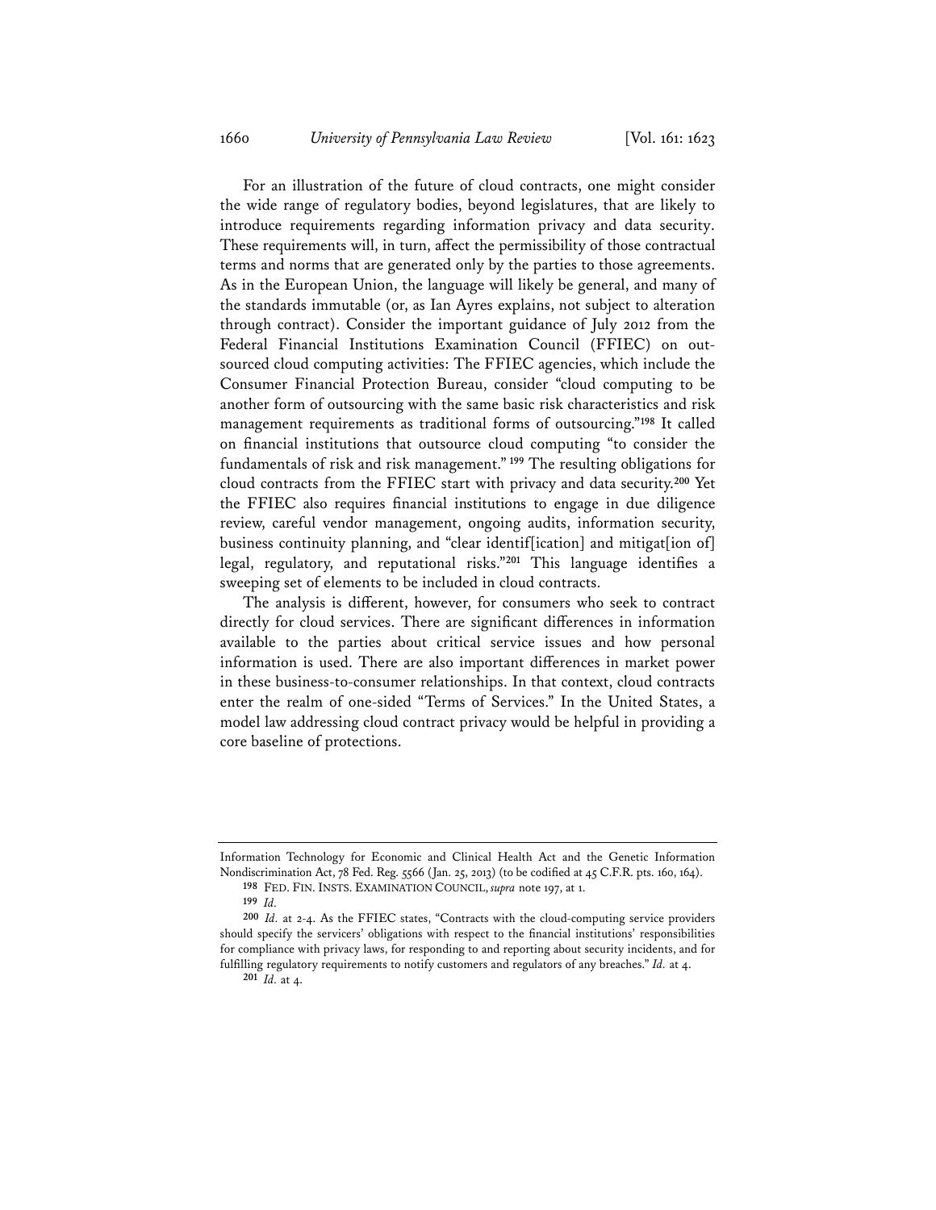For an illustration of the future of cloud contracts, one might consider the wide range of regulatory bodies, beyond legislatures, that are likely to introduce requirements regarding information privacy and data security. These requirements will, in turn, affect the permissibility of those contractual terms and norms that are generated only by the parties to those agreements. As in the European Union, the language will likely be general, and many of the standards immutable (or, as Ian Ayres explains, not subject to alteration through contract). Consider the important guidance of July 2012 from the Federal Financial Institutions Examination Council (FFIEC) on outsourced cloud computing activities: The FFIEC agencies, which include the Consumer Financial Protection Bureau, consider "cloud computing to be another form of outsourcing with the same basic risk characteristics and risk management requirements as traditional forms of outsourcing."[198] It called on financial institutions that outsource cloud computing "to consider the fundamentals of risk and risk management."[199] The resulting obligations for cloud contracts from the FFIEC start with privacy and data security.[200] Yet the FFIEC also requires financial institutions to engage in due diligence review, careful vendor management, ongoing audits, information security, business continuity planning, and "clear identif[ication] and mitigat[ion of] legal, regulatory, and reputational risks."[201] This language identifies a sweeping set of elements to be included in cloud contracts.

The analysis is different, however, for consumers who seek to contract directly for cloud services. There are significant differences in information available to the parties about critical service issues and how personal information is used. There are also important differences in market power in these business-to-consumer relationships. In that context, cloud contracts enter the realm of one-sided "Terms of Services." In the United States, a model law addressing cloud contract privacy would be helpful in providing a core baseline of protections.

---

Information Technology for Economic and Clinical Health Act and the Genetic Information Nondiscrimination Act, 78 Fed. Reg. 5566 (Jan. 25, 2013) (to be codified at 45 C.F.R. pts. 160, 164).

[198] FED. FIN. INSTS. EXAMINATION COUNCIL, *supra* note 197, at 1.

[199] *Id.*

[200] *Id.* at 2-4. As the FFIEC states, "Contracts with the cloud-computing service providers should specify the servicers' obligations with respect to the financial institutions' responsibilities for compliance with privacy laws, for responding to and reporting about security incidents, and for fulfilling regulatory requirements to notify customers and regulators of any breaches." *Id.* at 4.

[201] *Id.* at 4.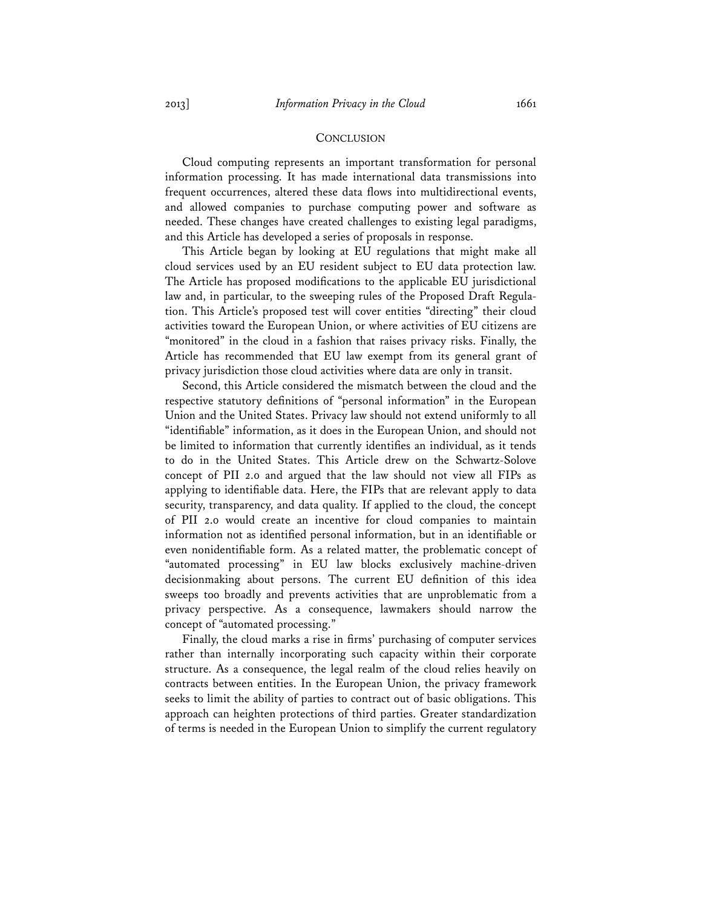## CONCLUSION

Cloud computing represents an important transformation for personal information processing. It has made international data transmissions into frequent occurrences, altered these data flows into multidirectional events, and allowed companies to purchase computing power and software as needed. These changes have created challenges to existing legal paradigms, and this Article has developed a series of proposals in response.

This Article began by looking at EU regulations that might make all cloud services used by an EU resident subject to EU data protection law. The Article has proposed modifications to the applicable EU jurisdictional law and, in particular, to the sweeping rules of the Proposed Draft Regulation. This Article's proposed test will cover entities "directing" their cloud activities toward the European Union, or where activities of EU citizens are "monitored" in the cloud in a fashion that raises privacy risks. Finally, the Article has recommended that EU law exempt from its general grant of privacy jurisdiction those cloud activities where data are only in transit.

Second, this Article considered the mismatch between the cloud and the respective statutory definitions of "personal information" in the European Union and the United States. Privacy law should not extend uniformly to all "identifiable" information, as it does in the European Union, and should not be limited to information that currently identifies an individual, as it tends to do in the United States. This Article drew on the Schwartz-Solove concept of PII 2.0 and argued that the law should not view all FIPs as applying to identifiable data. Here, the FIPs that are relevant apply to data security, transparency, and data quality. If applied to the cloud, the concept of PII 2.0 would create an incentive for cloud companies to maintain information not as identified personal information, but in an identifiable or even nonidentifiable form. As a related matter, the problematic concept of "automated processing" in EU law blocks exclusively machine-driven decisionmaking about persons. The current EU definition of this idea sweeps too broadly and prevents activities that are unproblematic from a privacy perspective. As a consequence, lawmakers should narrow the concept of "automated processing."

Finally, the cloud marks a rise in firms' purchasing of computer services rather than internally incorporating such capacity within their corporate structure. As a consequence, the legal realm of the cloud relies heavily on contracts between entities. In the European Union, the privacy framework seeks to limit the ability of parties to contract out of basic obligations. This approach can heighten protections of third parties. Greater standardization of terms is needed in the European Union to simplify the current regulatory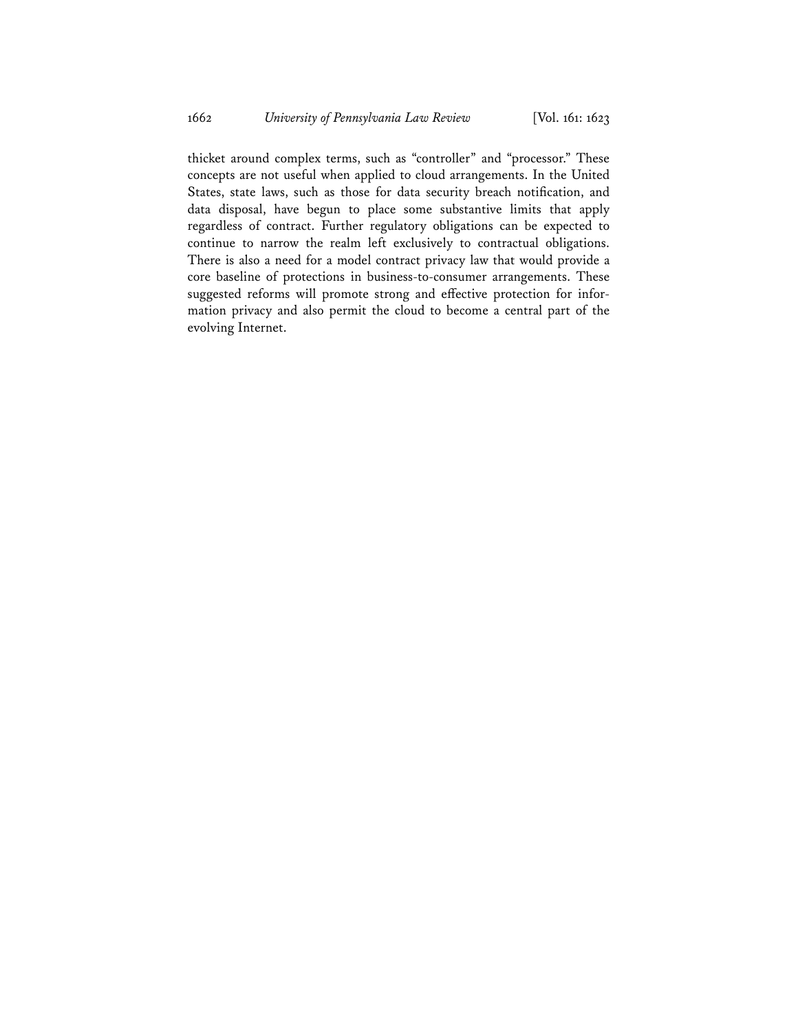thicket around complex terms, such as "controller" and "processor." These concepts are not useful when applied to cloud arrangements. In the United States, state laws, such as those for data security breach notification, and data disposal, have begun to place some substantive limits that apply regardless of contract. Further regulatory obligations can be expected to continue to narrow the realm left exclusively to contractual obligations. There is also a need for a model contract privacy law that would provide a core baseline of protections in business-to-consumer arrangements. These suggested reforms will promote strong and effective protection for information privacy and also permit the cloud to become a central part of the evolving Internet.